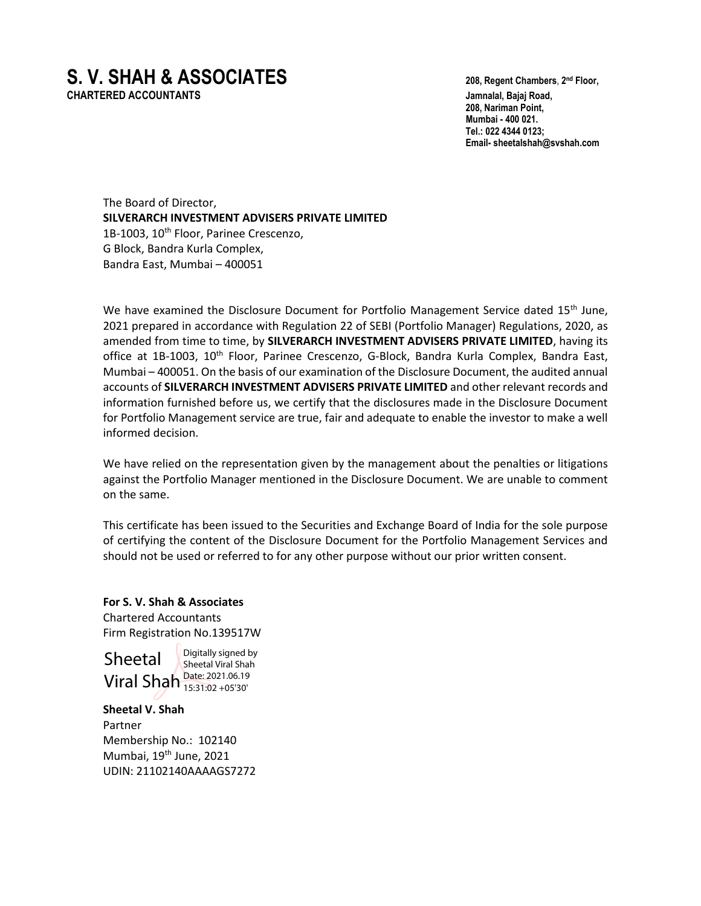# S. V. SHAH & ASSOCIATES

**CHARTERED ACCOUNTANTS**

**208, Regent Chambers, 2nd Floor,**
**Jamnalal, Bajaj Road,**
**208, Nariman Point,**
**Mumbai - 400 021.**
**Tel.: 022 4344 0123;**
**Email- sheetalshah@svshah.com**

The Board of Director,
**SILVERARCH INVESTMENT ADVISERS PRIVATE LIMITED**
1B-1003, 10th Floor, Parinee Crescenzo,
G Block, Bandra Kurla Complex,
Bandra East, Mumbai – 400051

We have examined the Disclosure Document for Portfolio Management Service dated 15th June, 2021 prepared in accordance with Regulation 22 of SEBI (Portfolio Manager) Regulations, 2020, as amended from time to time, by **SILVERARCH INVESTMENT ADVISERS PRIVATE LIMITED**, having its office at 1B-1003, 10th Floor, Parinee Crescenzo, G-Block, Bandra Kurla Complex, Bandra East, Mumbai – 400051. On the basis of our examination of the Disclosure Document, the audited annual accounts of **SILVERARCH INVESTMENT ADVISERS PRIVATE LIMITED** and other relevant records and information furnished before us, we certify that the disclosures made in the Disclosure Document for Portfolio Management service are true, fair and adequate to enable the investor to make a well informed decision.

We have relied on the representation given by the management about the penalties or litigations against the Portfolio Manager mentioned in the Disclosure Document. We are unable to comment on the same.

This certificate has been issued to the Securities and Exchange Board of India for the sole purpose of certifying the content of the Disclosure Document for the Portfolio Management Services and should not be used or referred to for any other purpose without our prior written consent.

**For S. V. Shah & Associates**
Chartered Accountants
Firm Registration No.139517W

Sheetal Viral Shah
Digitally signed by Sheetal Viral Shah
Date: 2021.06.19 15:31:02 +05'30'

**Sheetal V. Shah**
Partner
Membership No.: 102140
Mumbai, 19th June, 2021
UDIN: 21102140AAAAGS7272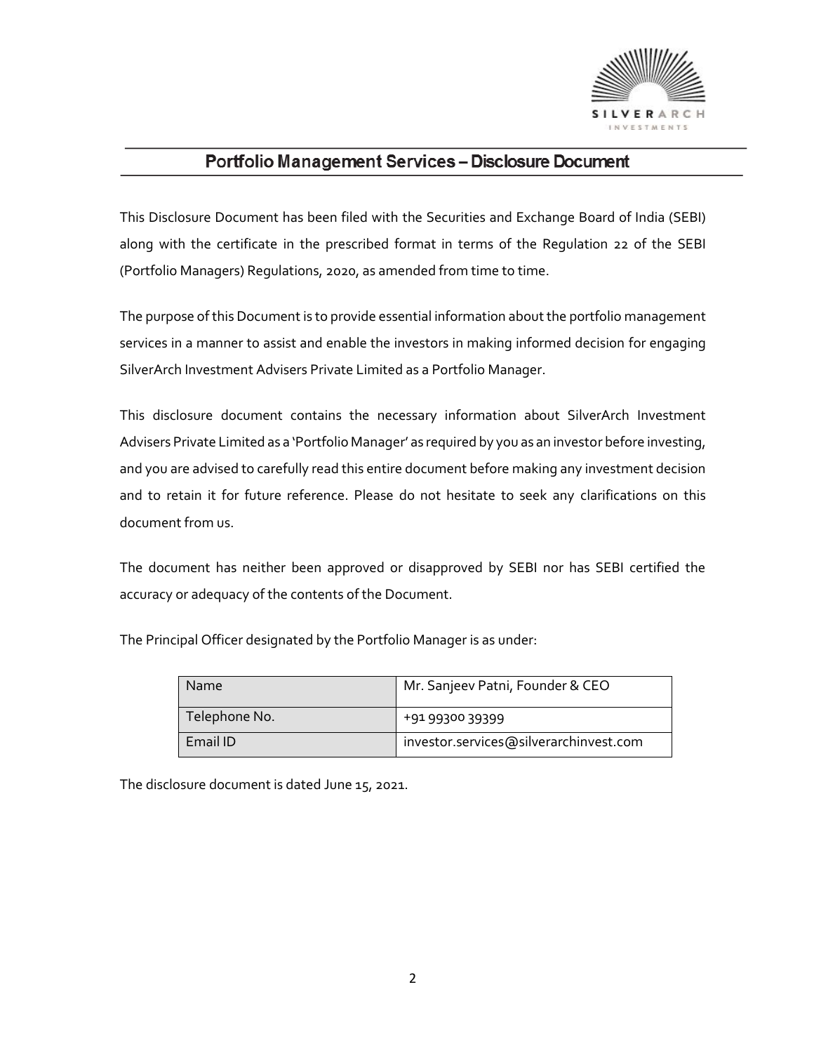# Portfolio Management Services – Disclosure Document

This Disclosure Document has been filed with the Securities and Exchange Board of India (SEBI) along with the certificate in the prescribed format in terms of the Regulation 22 of the SEBI (Portfolio Managers) Regulations, 2020, as amended from time to time.

The purpose of this Document is to provide essential information about the portfolio management services in a manner to assist and enable the investors in making informed decision for engaging SilverArch Investment Advisers Private Limited as a Portfolio Manager.

This disclosure document contains the necessary information about SilverArch Investment Advisers Private Limited as a 'Portfolio Manager' as required by you as an investor before investing, and you are advised to carefully read this entire document before making any investment decision and to retain it for future reference. Please do not hesitate to seek any clarifications on this document from us.

The document has neither been approved or disapproved by SEBI nor has SEBI certified the accuracy or adequacy of the contents of the Document.

The Principal Officer designated by the Portfolio Manager is as under:

| | |
|---|---|
| Name | Mr. Sanjeev Patni, Founder & CEO |
| Telephone No. | +91 99300 39399 |
| Email ID | investor.services@silverarchinvest.com |

The disclosure document is dated June 15, 2021.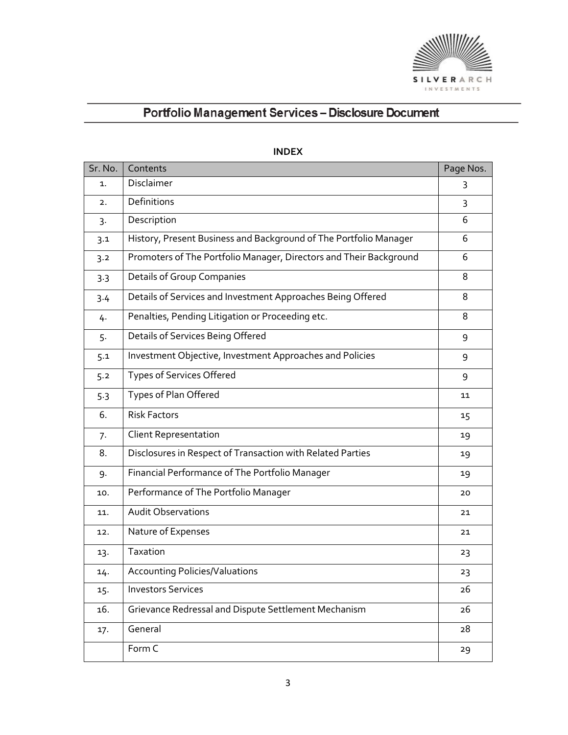# Portfolio Management Services – Disclosure Document

**INDEX**

| Sr. No. | Contents | Page Nos. |
|---|---|---|
| 1. | Disclaimer | 3 |
| 2. | Definitions | 3 |
| 3. | Description | 6 |
| 3.1 | History, Present Business and Background of The Portfolio Manager | 6 |
| 3.2 | Promoters of The Portfolio Manager, Directors and Their Background | 6 |
| 3.3 | Details of Group Companies | 8 |
| 3.4 | Details of Services and Investment Approaches Being Offered | 8 |
| 4. | Penalties, Pending Litigation or Proceeding etc. | 8 |
| 5. | Details of Services Being Offered | 9 |
| 5.1 | Investment Objective, Investment Approaches and Policies | 9 |
| 5.2 | Types of Services Offered | 9 |
| 5.3 | Types of Plan Offered | 11 |
| 6. | Risk Factors | 15 |
| 7. | Client Representation | 19 |
| 8. | Disclosures in Respect of Transaction with Related Parties | 19 |
| 9. | Financial Performance of The Portfolio Manager | 19 |
| 10. | Performance of The Portfolio Manager | 20 |
| 11. | Audit Observations | 21 |
| 12. | Nature of Expenses | 21 |
| 13. | Taxation | 23 |
| 14. | Accounting Policies/Valuations | 23 |
| 15. | Investors Services | 26 |
| 16. | Grievance Redressal and Dispute Settlement Mechanism | 26 |
| 17. | General | 28 |
| | Form C | 29 |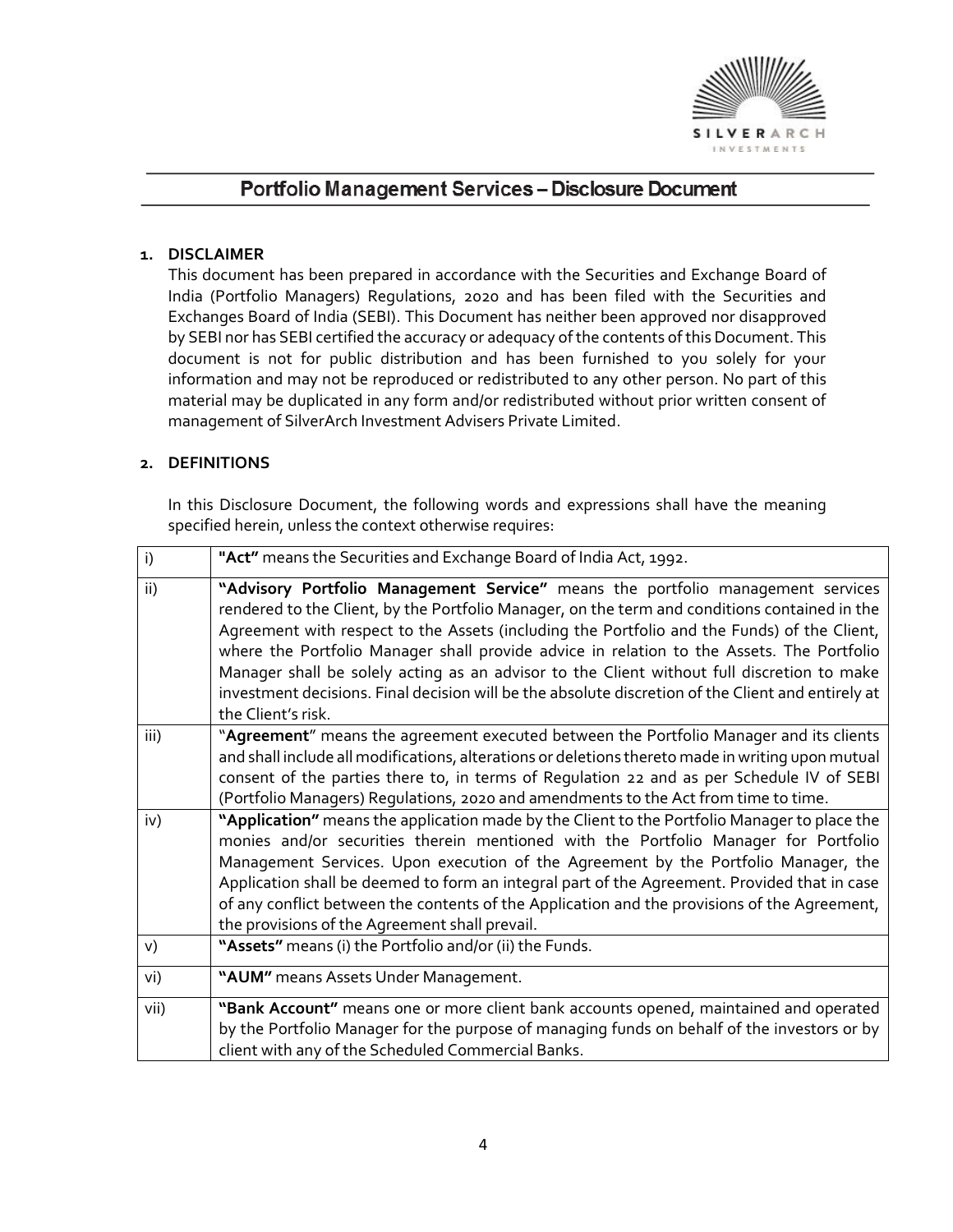## Portfolio Management Services – Disclosure Document

### 1. DISCLAIMER

This document has been prepared in accordance with the Securities and Exchange Board of India (Portfolio Managers) Regulations, 2020 and has been filed with the Securities and Exchanges Board of India (SEBI). This Document has neither been approved nor disapproved by SEBI nor has SEBI certified the accuracy or adequacy of the contents of this Document. This document is not for public distribution and has been furnished to you solely for your information and may not be reproduced or redistributed to any other person. No part of this material may be duplicated in any form and/or redistributed without prior written consent of management of SilverArch Investment Advisers Private Limited.

### 2. DEFINITIONS

In this Disclosure Document, the following words and expressions shall have the meaning specified herein, unless the context otherwise requires:

| | |
|---|---|
| i) | **"Act"** means the Securities and Exchange Board of India Act, 1992. |
| ii) | **"Advisory Portfolio Management Service"** means the portfolio management services rendered to the Client, by the Portfolio Manager, on the term and conditions contained in the Agreement with respect to the Assets (including the Portfolio and the Funds) of the Client, where the Portfolio Manager shall provide advice in relation to the Assets. The Portfolio Manager shall be solely acting as an advisor to the Client without full discretion to make investment decisions. Final decision will be the absolute discretion of the Client and entirely at the Client's risk. |
| iii) | "**Agreement**" means the agreement executed between the Portfolio Manager and its clients and shall include all modifications, alterations or deletions thereto made in writing upon mutual consent of the parties there to, in terms of Regulation 22 and as per Schedule IV of SEBI (Portfolio Managers) Regulations, 2020 and amendments to the Act from time to time. |
| iv) | **"Application"** means the application made by the Client to the Portfolio Manager to place the monies and/or securities therein mentioned with the Portfolio Manager for Portfolio Management Services. Upon execution of the Agreement by the Portfolio Manager, the Application shall be deemed to form an integral part of the Agreement. Provided that in case of any conflict between the contents of the Application and the provisions of the Agreement, the provisions of the Agreement shall prevail. |
| v) | **"Assets"** means (i) the Portfolio and/or (ii) the Funds. |
| vi) | **"AUM"** means Assets Under Management. |
| vii) | **"Bank Account"** means one or more client bank accounts opened, maintained and operated by the Portfolio Manager for the purpose of managing funds on behalf of the investors or by client with any of the Scheduled Commercial Banks. |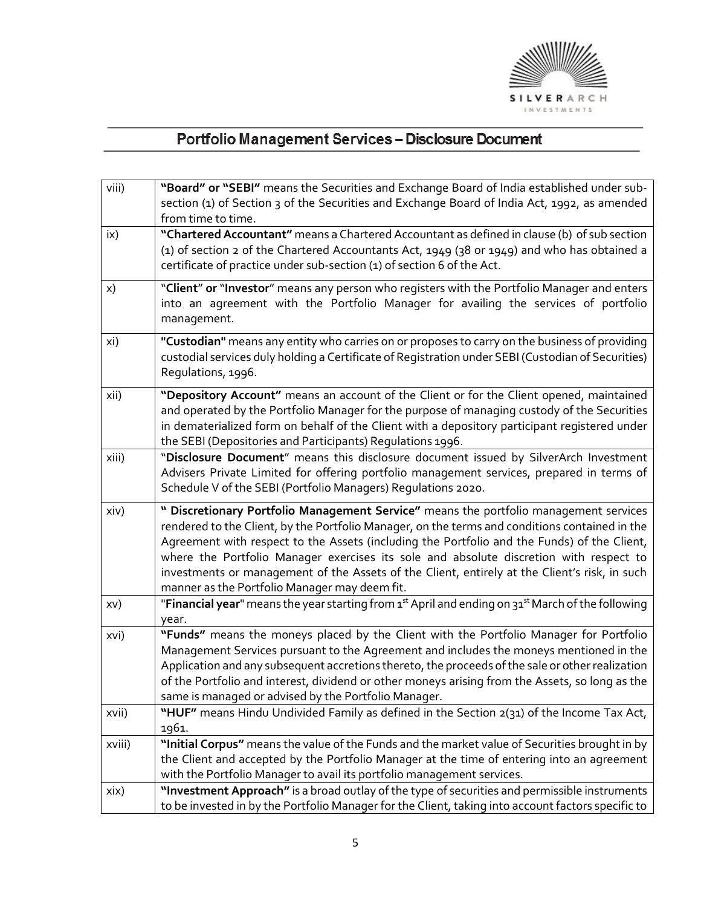| | |
|---|---|
| viii) | **"Board" or "SEBI"** means the Securities and Exchange Board of India established under sub-section (1) of Section 3 of the Securities and Exchange Board of India Act, 1992, as amended from time to time. |
| ix) | **"Chartered Accountant"** means a Chartered Accountant as defined in clause (b) of sub section (1) of section 2 of the Chartered Accountants Act, 1949 (38 or 1949) and who has obtained a certificate of practice under sub-section (1) of section 6 of the Act. |
| x) | "**Client**" **or** "**Investor**" means any person who registers with the Portfolio Manager and enters into an agreement with the Portfolio Manager for availing the services of portfolio management. |
| xi) | **"Custodian"** means any entity who carries on or proposes to carry on the business of providing custodial services duly holding a Certificate of Registration under SEBI (Custodian of Securities) Regulations, 1996. |
| xii) | **"Depository Account"** means an account of the Client or for the Client opened, maintained and operated by the Portfolio Manager for the purpose of managing custody of the Securities in dematerialized form on behalf of the Client with a depository participant registered under the SEBI (Depositories and Participants) Regulations 1996. |
| xiii) | "**Disclosure Document**" means this disclosure document issued by SilverArch Investment Advisers Private Limited for offering portfolio management services, prepared in terms of Schedule V of the SEBI (Portfolio Managers) Regulations 2020. |
| xiv) | **" Discretionary Portfolio Management Service"** means the portfolio management services rendered to the Client, by the Portfolio Manager, on the terms and conditions contained in the Agreement with respect to the Assets (including the Portfolio and the Funds) of the Client, where the Portfolio Manager exercises its sole and absolute discretion with respect to investments or management of the Assets of the Client, entirely at the Client's risk, in such manner as the Portfolio Manager may deem fit. |
| xv) | "**Financial year**" means the year starting from 1st April and ending on 31st March of the following year. |
| xvi) | **"Funds"** means the moneys placed by the Client with the Portfolio Manager for Portfolio Management Services pursuant to the Agreement and includes the moneys mentioned in the Application and any subsequent accretions thereto, the proceeds of the sale or other realization of the Portfolio and interest, dividend or other moneys arising from the Assets, so long as the same is managed or advised by the Portfolio Manager. |
| xvii) | **"HUF"** means Hindu Undivided Family as defined in the Section 2(31) of the Income Tax Act, 1961. |
| xviii) | **"Initial Corpus"** means the value of the Funds and the market value of Securities brought in by the Client and accepted by the Portfolio Manager at the time of entering into an agreement with the Portfolio Manager to avail its portfolio management services. |
| xix) | **"Investment Approach"** is a broad outlay of the type of securities and permissible instruments to be invested in by the Portfolio Manager for the Client, taking into account factors specific to |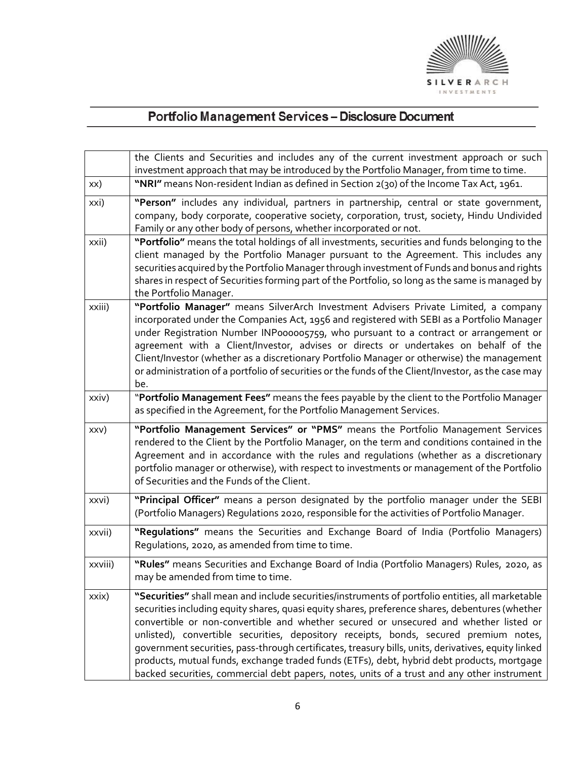| | |
|---|---|
| | the Clients and Securities and includes any of the current investment approach or such investment approach that may be introduced by the Portfolio Manager, from time to time. |
| xx) | **"NRI"** means Non-resident Indian as defined in Section 2(30) of the Income Tax Act, 1961. |
| xxi) | **"Person"** includes any individual, partners in partnership, central or state government, company, body corporate, cooperative society, corporation, trust, society, Hindu Undivided Family or any other body of persons, whether incorporated or not. |
| xxii) | **"Portfolio"** means the total holdings of all investments, securities and funds belonging to the client managed by the Portfolio Manager pursuant to the Agreement. This includes any securities acquired by the Portfolio Manager through investment of Funds and bonus and rights shares in respect of Securities forming part of the Portfolio, so long as the same is managed by the Portfolio Manager. |
| xxiii) | **"Portfolio Manager"** means SilverArch Investment Advisers Private Limited, a company incorporated under the Companies Act, 1956 and registered with SEBI as a Portfolio Manager under Registration Number INP000005759, who pursuant to a contract or arrangement or agreement with a Client/Investor, advises or directs or undertakes on behalf of the Client/Investor (whether as a discretionary Portfolio Manager or otherwise) the management or administration of a portfolio of securities or the funds of the Client/Investor, as the case may be. |
| xxiv) | "**Portfolio Management Fees"** means the fees payable by the client to the Portfolio Manager as specified in the Agreement, for the Portfolio Management Services. |
| xxv) | **"Portfolio Management Services" or "PMS"** means the Portfolio Management Services rendered to the Client by the Portfolio Manager, on the term and conditions contained in the Agreement and in accordance with the rules and regulations (whether as a discretionary portfolio manager or otherwise), with respect to investments or management of the Portfolio of Securities and the Funds of the Client. |
| xxvi) | **"Principal Officer"** means a person designated by the portfolio manager under the SEBI (Portfolio Managers) Regulations 2020, responsible for the activities of Portfolio Manager. |
| xxvii) | **"Regulations"** means the Securities and Exchange Board of India (Portfolio Managers) Regulations, 2020, as amended from time to time. |
| xxviii) | **"Rules"** means Securities and Exchange Board of India (Portfolio Managers) Rules, 2020, as may be amended from time to time. |
| xxix) | **"Securities"** shall mean and include securities/instruments of portfolio entities, all marketable securities including equity shares, quasi equity shares, preference shares, debentures (whether convertible or non-convertible and whether secured or unsecured and whether listed or unlisted), convertible securities, depository receipts, bonds, secured premium notes, government securities, pass-through certificates, treasury bills, units, derivatives, equity linked products, mutual funds, exchange traded funds (ETFs), debt, hybrid debt products, mortgage backed securities, commercial debt papers, notes, units of a trust and any other instrument |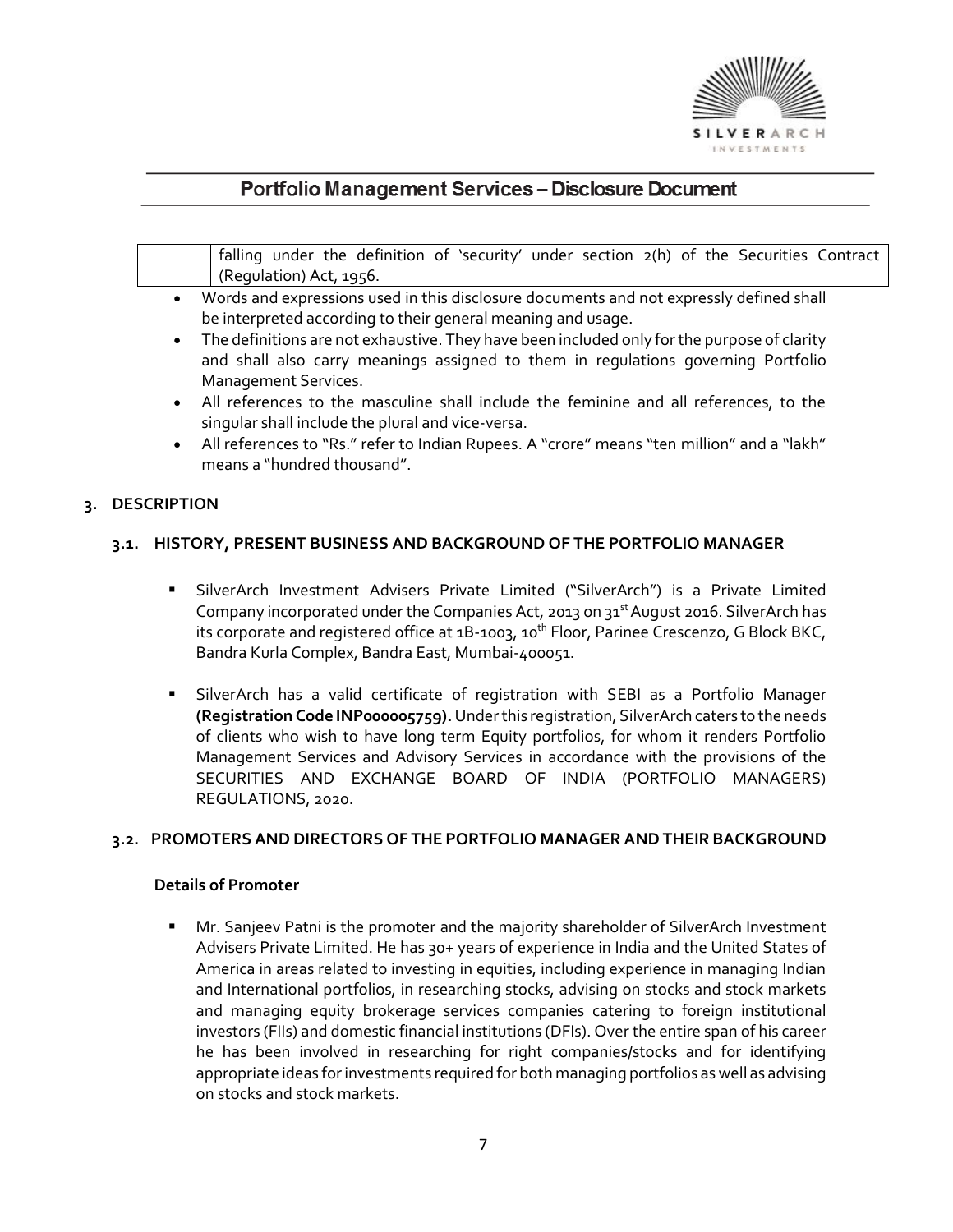| | |
|---|---|
| | falling under the definition of 'security' under section 2(h) of the Securities Contract (Regulation) Act, 1956. |

- Words and expressions used in this disclosure documents and not expressly defined shall be interpreted according to their general meaning and usage.
- The definitions are not exhaustive. They have been included only for the purpose of clarity and shall also carry meanings assigned to them in regulations governing Portfolio Management Services.
- All references to the masculine shall include the feminine and all references, to the singular shall include the plural and vice-versa.
- All references to "Rs." refer to Indian Rupees. A "crore" means "ten million" and a "lakh" means a "hundred thousand".

## 3. DESCRIPTION

### 3.1. HISTORY, PRESENT BUSINESS AND BACKGROUND OF THE PORTFOLIO MANAGER

- SilverArch Investment Advisers Private Limited ("SilverArch") is a Private Limited Company incorporated under the Companies Act, 2013 on 31st August 2016. SilverArch has its corporate and registered office at 1B-1003, 10th Floor, Parinee Crescenzo, G Block BKC, Bandra Kurla Complex, Bandra East, Mumbai-400051.

- SilverArch has a valid certificate of registration with SEBI as a Portfolio Manager **(Registration Code INP000005759).** Under this registration, SilverArch caters to the needs of clients who wish to have long term Equity portfolios, for whom it renders Portfolio Management Services and Advisory Services in accordance with the provisions of the SECURITIES AND EXCHANGE BOARD OF INDIA (PORTFOLIO MANAGERS) REGULATIONS, 2020.

### 3.2. PROMOTERS AND DIRECTORS OF THE PORTFOLIO MANAGER AND THEIR BACKGROUND

**Details of Promoter**

- Mr. Sanjeev Patni is the promoter and the majority shareholder of SilverArch Investment Advisers Private Limited. He has 30+ years of experience in India and the United States of America in areas related to investing in equities, including experience in managing Indian and International portfolios, in researching stocks, advising on stocks and stock markets and managing equity brokerage services companies catering to foreign institutional investors (FIIs) and domestic financial institutions (DFIs). Over the entire span of his career he has been involved in researching for right companies/stocks and for identifying appropriate ideas for investments required for both managing portfolios as well as advising on stocks and stock markets.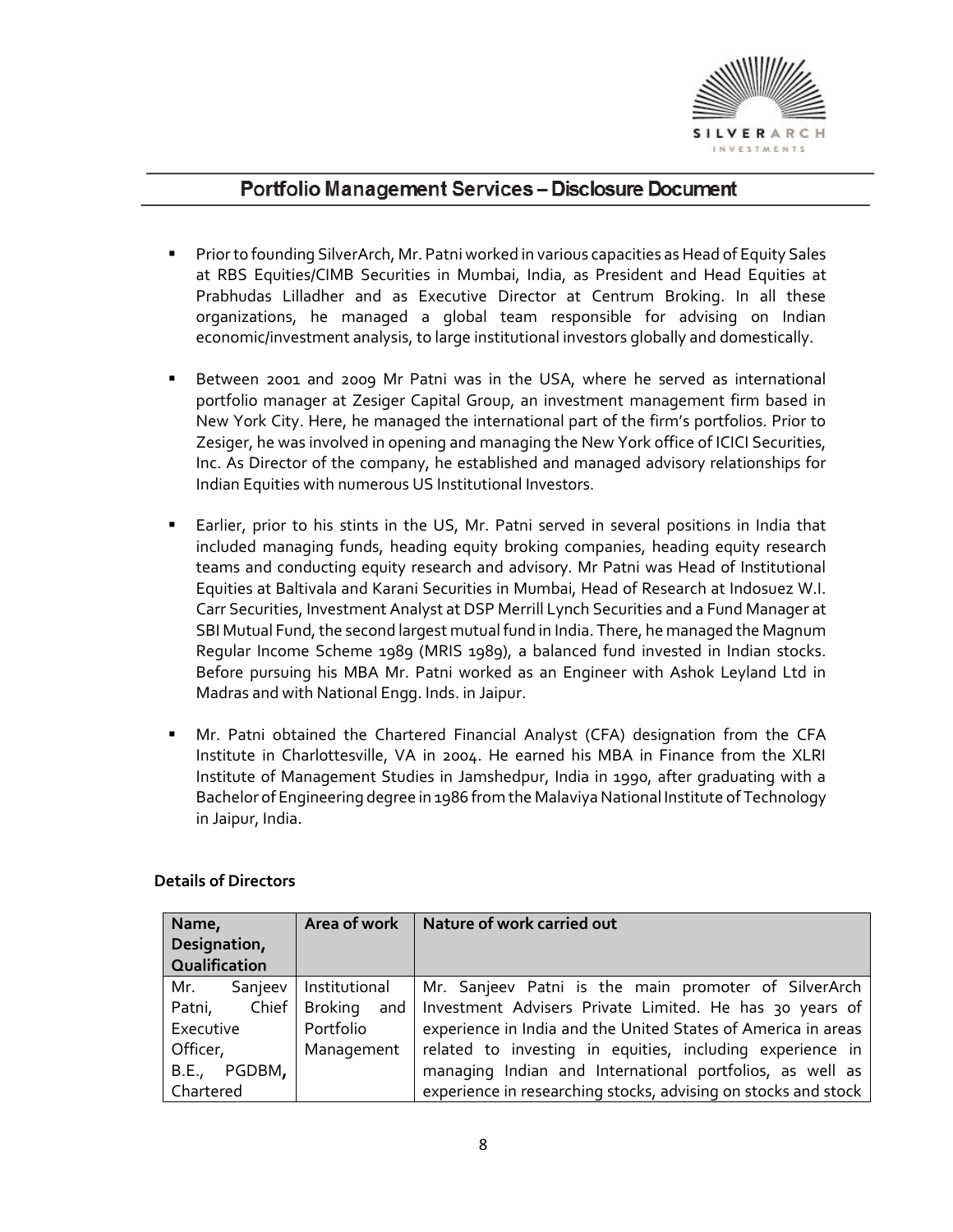- Prior to founding SilverArch, Mr. Patni worked in various capacities as Head of Equity Sales at RBS Equities/CIMB Securities in Mumbai, India, as President and Head Equities at Prabhudas Lilladher and as Executive Director at Centrum Broking. In all these organizations, he managed a global team responsible for advising on Indian economic/investment analysis, to large institutional investors globally and domestically.

- Between 2001 and 2009 Mr Patni was in the USA, where he served as international portfolio manager at Zesiger Capital Group, an investment management firm based in New York City. Here, he managed the international part of the firm's portfolios. Prior to Zesiger, he was involved in opening and managing the New York office of ICICI Securities, Inc. As Director of the company, he established and managed advisory relationships for Indian Equities with numerous US Institutional Investors.

- Earlier, prior to his stints in the US, Mr. Patni served in several positions in India that included managing funds, heading equity broking companies, heading equity research teams and conducting equity research and advisory. Mr Patni was Head of Institutional Equities at Baltivala and Karani Securities in Mumbai, Head of Research at Indosuez W.I. Carr Securities, Investment Analyst at DSP Merrill Lynch Securities and a Fund Manager at SBI Mutual Fund, the second largest mutual fund in India. There, he managed the Magnum Regular Income Scheme 1989 (MRIS 1989), a balanced fund invested in Indian stocks. Before pursuing his MBA Mr. Patni worked as an Engineer with Ashok Leyland Ltd in Madras and with National Engg. Inds. in Jaipur.

- Mr. Patni obtained the Chartered Financial Analyst (CFA) designation from the CFA Institute in Charlottesville, VA in 2004. He earned his MBA in Finance from the XLRI Institute of Management Studies in Jamshedpur, India in 1990, after graduating with a Bachelor of Engineering degree in 1986 from the Malaviya National Institute of Technology in Jaipur, India.

**Details of Directors**

| Name, Designation, Qualification | Area of work | Nature of work carried out |
|---|---|---|
| Mr. Sanjeev Patni, Chief Executive Officer, B.E., PGDBM, Chartered | Institutional Broking and Portfolio Management | Mr. Sanjeev Patni is the main promoter of SilverArch Investment Advisers Private Limited. He has 30 years of experience in India and the United States of America in areas related to investing in equities, including experience in managing Indian and International portfolios, as well as experience in researching stocks, advising on stocks and stock |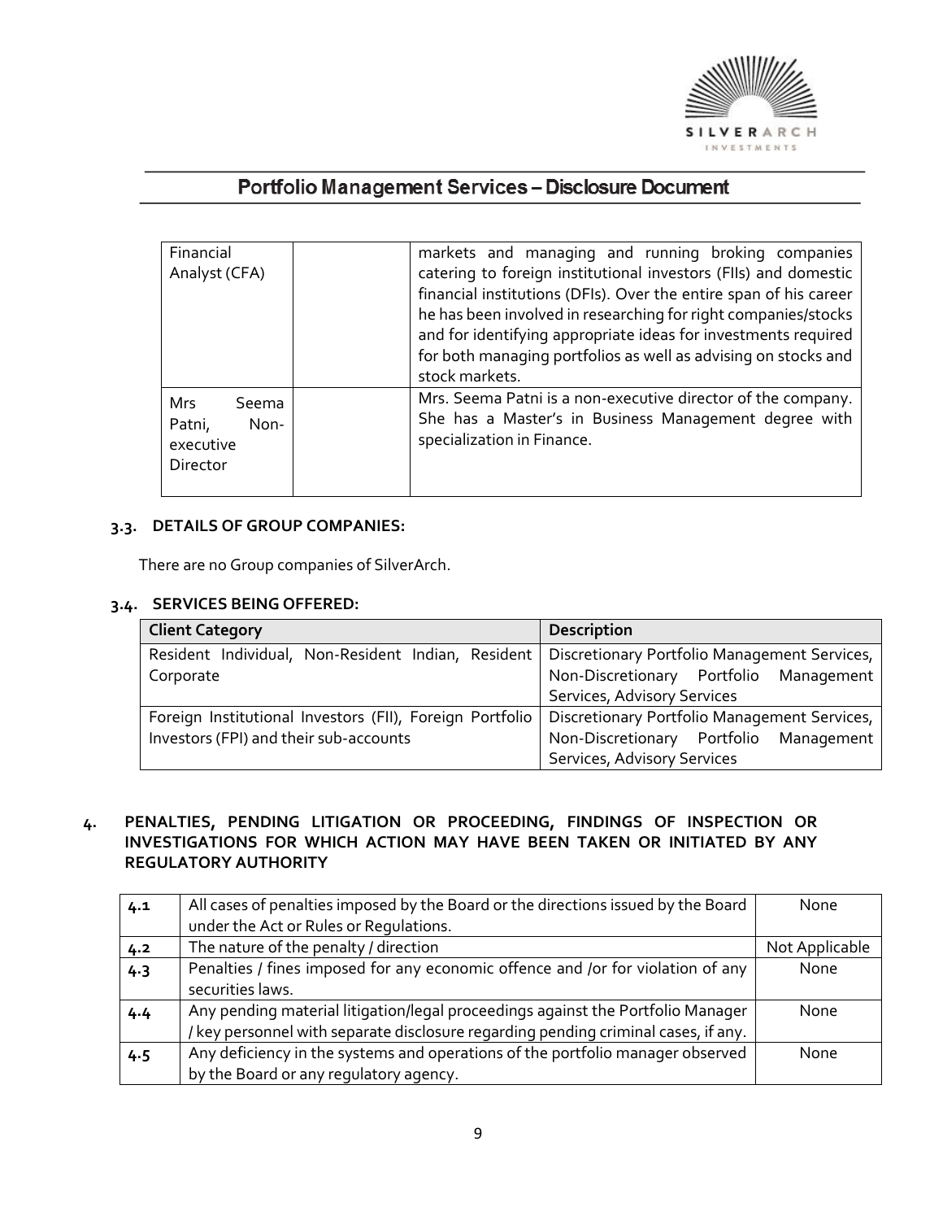| | | |
|---|---|---|
| Financial Analyst (CFA) | | markets and managing and running broking companies catering to foreign institutional investors (FIIs) and domestic financial institutions (DFIs). Over the entire span of his career he has been involved in researching for right companies/stocks and for identifying appropriate ideas for investments required for both managing portfolios as well as advising on stocks and stock markets. |
| Mrs Seema Patni, Non-executive Director | | Mrs. Seema Patni is a non-executive director of the company. She has a Master's in Business Management degree with specialization in Finance. |

### 3.3. DETAILS OF GROUP COMPANIES:

There are no Group companies of SilverArch.

### 3.4. SERVICES BEING OFFERED:

| Client Category | Description |
|---|---|
| Resident Individual, Non-Resident Indian, Resident Corporate | Discretionary Portfolio Management Services, Non-Discretionary Portfolio Management Services, Advisory Services |
| Foreign Institutional Investors (FII), Foreign Portfolio Investors (FPI) and their sub-accounts | Discretionary Portfolio Management Services, Non-Discretionary Portfolio Management Services, Advisory Services |

## 4. PENALTIES, PENDING LITIGATION OR PROCEEDING, FINDINGS OF INSPECTION OR INVESTIGATIONS FOR WHICH ACTION MAY HAVE BEEN TAKEN OR INITIATED BY ANY REGULATORY AUTHORITY

| | | |
|---|---|---|
| 4.1 | All cases of penalties imposed by the Board or the directions issued by the Board under the Act or Rules or Regulations. | None |
| 4.2 | The nature of the penalty / direction | Not Applicable |
| 4.3 | Penalties / fines imposed for any economic offence and /or for violation of any securities laws. | None |
| 4.4 | Any pending material litigation/legal proceedings against the Portfolio Manager / key personnel with separate disclosure regarding pending criminal cases, if any. | None |
| 4.5 | Any deficiency in the systems and operations of the portfolio manager observed by the Board or any regulatory agency. | None |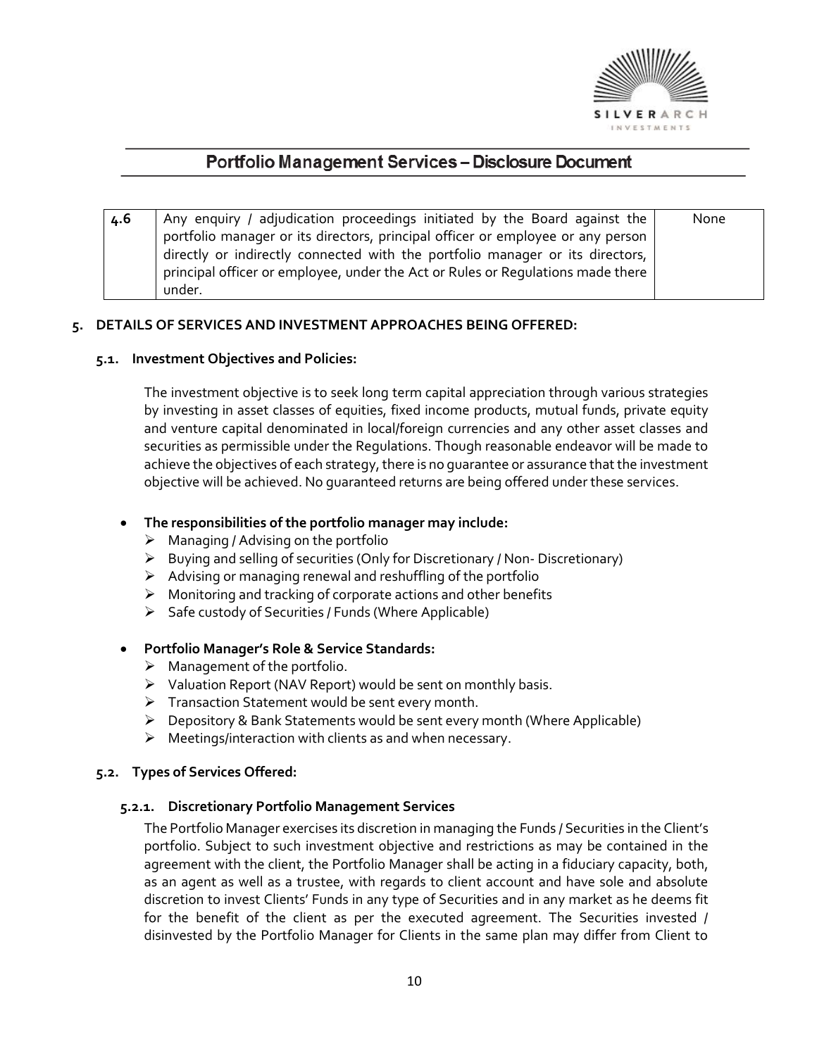| | | |
|---|---|---|
| 4.6 | Any enquiry / adjudication proceedings initiated by the Board against the portfolio manager or its directors, principal officer or employee or any person directly or indirectly connected with the portfolio manager or its directors, principal officer or employee, under the Act or Rules or Regulations made there under. | None |

## 5. DETAILS OF SERVICES AND INVESTMENT APPROACHES BEING OFFERED:

### 5.1. Investment Objectives and Policies:

The investment objective is to seek long term capital appreciation through various strategies by investing in asset classes of equities, fixed income products, mutual funds, private equity and venture capital denominated in local/foreign currencies and any other asset classes and securities as permissible under the Regulations. Though reasonable endeavor will be made to achieve the objectives of each strategy, there is no guarantee or assurance that the investment objective will be achieved. No guaranteed returns are being offered under these services.

- **The responsibilities of the portfolio manager may include:**
  - Managing / Advising on the portfolio
  - Buying and selling of securities (Only for Discretionary / Non- Discretionary)
  - Advising or managing renewal and reshuffling of the portfolio
  - Monitoring and tracking of corporate actions and other benefits
  - Safe custody of Securities / Funds (Where Applicable)

- **Portfolio Manager's Role & Service Standards:**
  - Management of the portfolio.
  - Valuation Report (NAV Report) would be sent on monthly basis.
  - Transaction Statement would be sent every month.
  - Depository & Bank Statements would be sent every month (Where Applicable)
  - Meetings/interaction with clients as and when necessary.

### 5.2. Types of Services Offered:

#### 5.2.1. Discretionary Portfolio Management Services

The Portfolio Manager exercises its discretion in managing the Funds / Securities in the Client's portfolio. Subject to such investment objective and restrictions as may be contained in the agreement with the client, the Portfolio Manager shall be acting in a fiduciary capacity, both, as an agent as well as a trustee, with regards to client account and have sole and absolute discretion to invest Clients' Funds in any type of Securities and in any market as he deems fit for the benefit of the client as per the executed agreement. The Securities invested / disinvested by the Portfolio Manager for Clients in the same plan may differ from Client to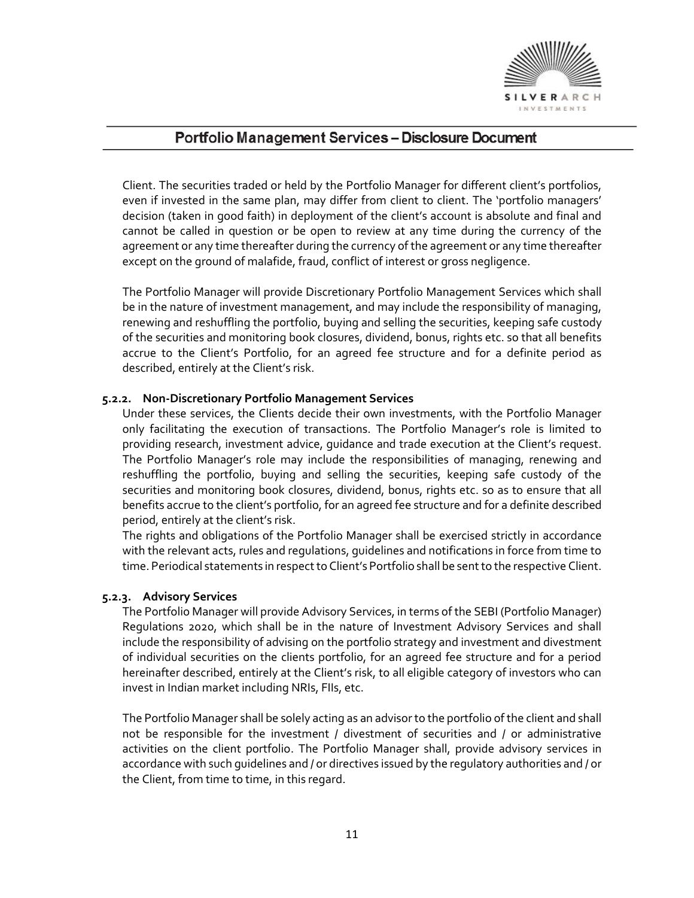Client. The securities traded or held by the Portfolio Manager for different client's portfolios, even if invested in the same plan, may differ from client to client. The 'portfolio managers' decision (taken in good faith) in deployment of the client's account is absolute and final and cannot be called in question or be open to review at any time during the currency of the agreement or any time thereafter during the currency of the agreement or any time thereafter except on the ground of malafide, fraud, conflict of interest or gross negligence.

The Portfolio Manager will provide Discretionary Portfolio Management Services which shall be in the nature of investment management, and may include the responsibility of managing, renewing and reshuffling the portfolio, buying and selling the securities, keeping safe custody of the securities and monitoring book closures, dividend, bonus, rights etc. so that all benefits accrue to the Client's Portfolio, for an agreed fee structure and for a definite period as described, entirely at the Client's risk.

#### 5.2.2. Non-Discretionary Portfolio Management Services

Under these services, the Clients decide their own investments, with the Portfolio Manager only facilitating the execution of transactions. The Portfolio Manager's role is limited to providing research, investment advice, guidance and trade execution at the Client's request. The Portfolio Manager's role may include the responsibilities of managing, renewing and reshuffling the portfolio, buying and selling the securities, keeping safe custody of the securities and monitoring book closures, dividend, bonus, rights etc. so as to ensure that all benefits accrue to the client's portfolio, for an agreed fee structure and for a definite described period, entirely at the client's risk.

The rights and obligations of the Portfolio Manager shall be exercised strictly in accordance with the relevant acts, rules and regulations, guidelines and notifications in force from time to time. Periodical statements in respect to Client's Portfolio shall be sent to the respective Client.

#### 5.2.3. Advisory Services

The Portfolio Manager will provide Advisory Services, in terms of the SEBI (Portfolio Manager) Regulations 2020, which shall be in the nature of Investment Advisory Services and shall include the responsibility of advising on the portfolio strategy and investment and divestment of individual securities on the clients portfolio, for an agreed fee structure and for a period hereinafter described, entirely at the Client's risk, to all eligible category of investors who can invest in Indian market including NRIs, FIIs, etc.

The Portfolio Manager shall be solely acting as an advisor to the portfolio of the client and shall not be responsible for the investment / divestment of securities and / or administrative activities on the client portfolio. The Portfolio Manager shall, provide advisory services in accordance with such guidelines and / or directives issued by the regulatory authorities and / or the Client, from time to time, in this regard.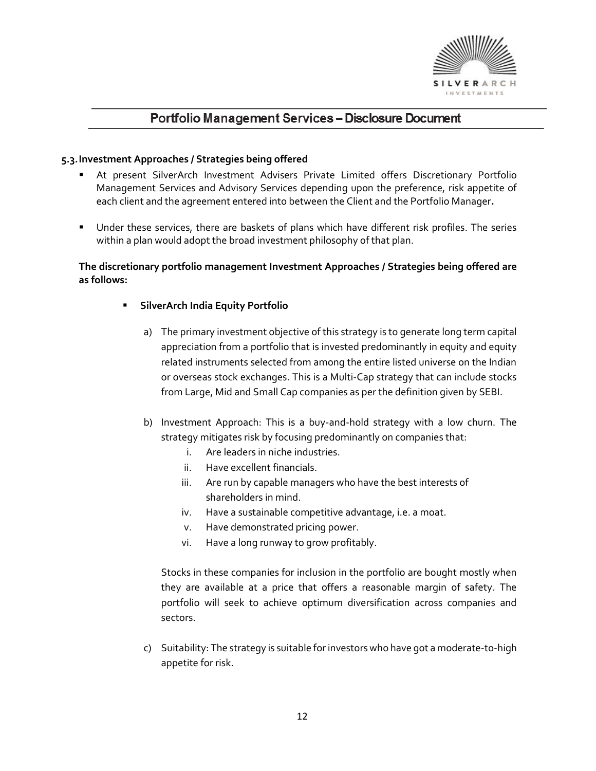### 5.3. Investment Approaches / Strategies being offered

- At present SilverArch Investment Advisers Private Limited offers Discretionary Portfolio Management Services and Advisory Services depending upon the preference, risk appetite of each client and the agreement entered into between the Client and the Portfolio Manager**.**

- Under these services, there are baskets of plans which have different risk profiles. The series within a plan would adopt the broad investment philosophy of that plan.

**The discretionary portfolio management Investment Approaches / Strategies being offered are as follows:**

- **SilverArch India Equity Portfolio**

  a) The primary investment objective of this strategy is to generate long term capital appreciation from a portfolio that is invested predominantly in equity and equity related instruments selected from among the entire listed universe on the Indian or overseas stock exchanges. This is a Multi-Cap strategy that can include stocks from Large, Mid and Small Cap companies as per the definition given by SEBI.

  b) Investment Approach: This is a buy-and-hold strategy with a low churn. The strategy mitigates risk by focusing predominantly on companies that:

     i. Are leaders in niche industries.
     ii. Have excellent financials.
     iii. Are run by capable managers who have the best interests of shareholders in mind.
     iv. Have a sustainable competitive advantage, i.e. a moat.
     v. Have demonstrated pricing power.
     vi. Have a long runway to grow profitably.

     Stocks in these companies for inclusion in the portfolio are bought mostly when they are available at a price that offers a reasonable margin of safety. The portfolio will seek to achieve optimum diversification across companies and sectors.

  c) Suitability: The strategy is suitable for investors who have got a moderate-to-high appetite for risk.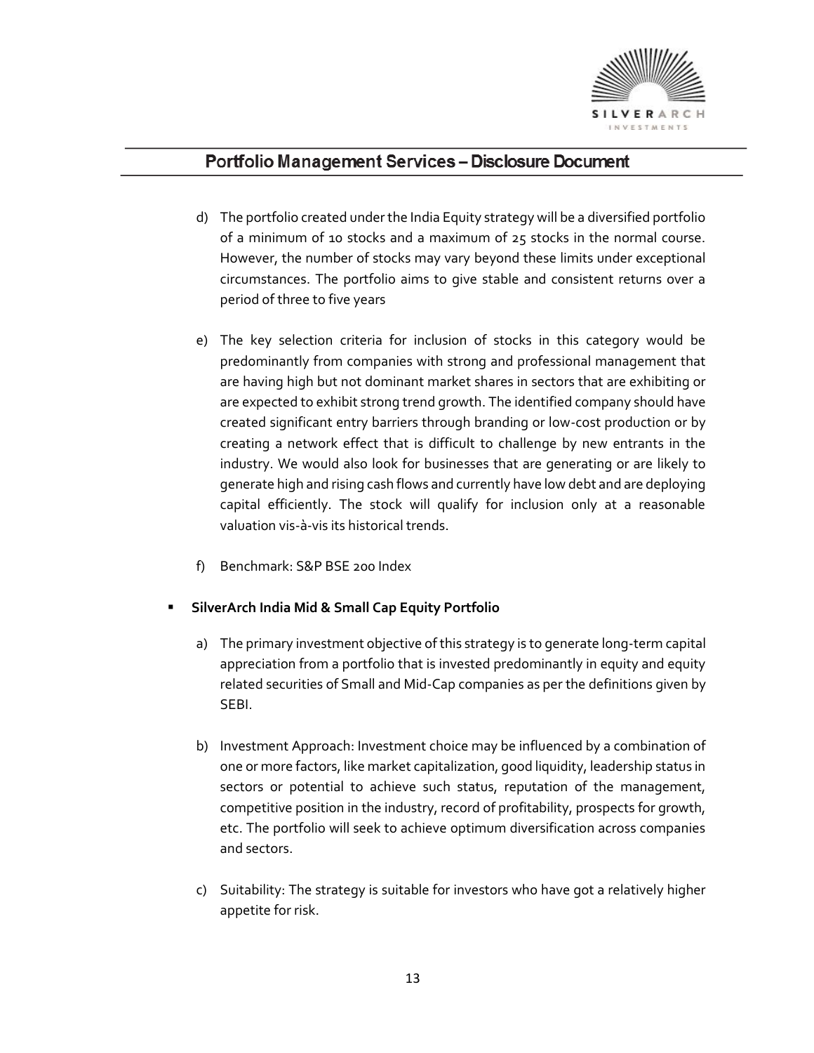d) The portfolio created under the India Equity strategy will be a diversified portfolio of a minimum of 10 stocks and a maximum of 25 stocks in the normal course. However, the number of stocks may vary beyond these limits under exceptional circumstances. The portfolio aims to give stable and consistent returns over a period of three to five years

e) The key selection criteria for inclusion of stocks in this category would be predominantly from companies with strong and professional management that are having high but not dominant market shares in sectors that are exhibiting or are expected to exhibit strong trend growth. The identified company should have created significant entry barriers through branding or low-cost production or by creating a network effect that is difficult to challenge by new entrants in the industry. We would also look for businesses that are generating or are likely to generate high and rising cash flows and currently have low debt and are deploying capital efficiently. The stock will qualify for inclusion only at a reasonable valuation vis-à-vis its historical trends.

f) Benchmark: S&P BSE 200 Index

- **SilverArch India Mid & Small Cap Equity Portfolio**

a) The primary investment objective of this strategy is to generate long-term capital appreciation from a portfolio that is invested predominantly in equity and equity related securities of Small and Mid-Cap companies as per the definitions given by SEBI.

b) Investment Approach: Investment choice may be influenced by a combination of one or more factors, like market capitalization, good liquidity, leadership status in sectors or potential to achieve such status, reputation of the management, competitive position in the industry, record of profitability, prospects for growth, etc. The portfolio will seek to achieve optimum diversification across companies and sectors.

c) Suitability: The strategy is suitable for investors who have got a relatively higher appetite for risk.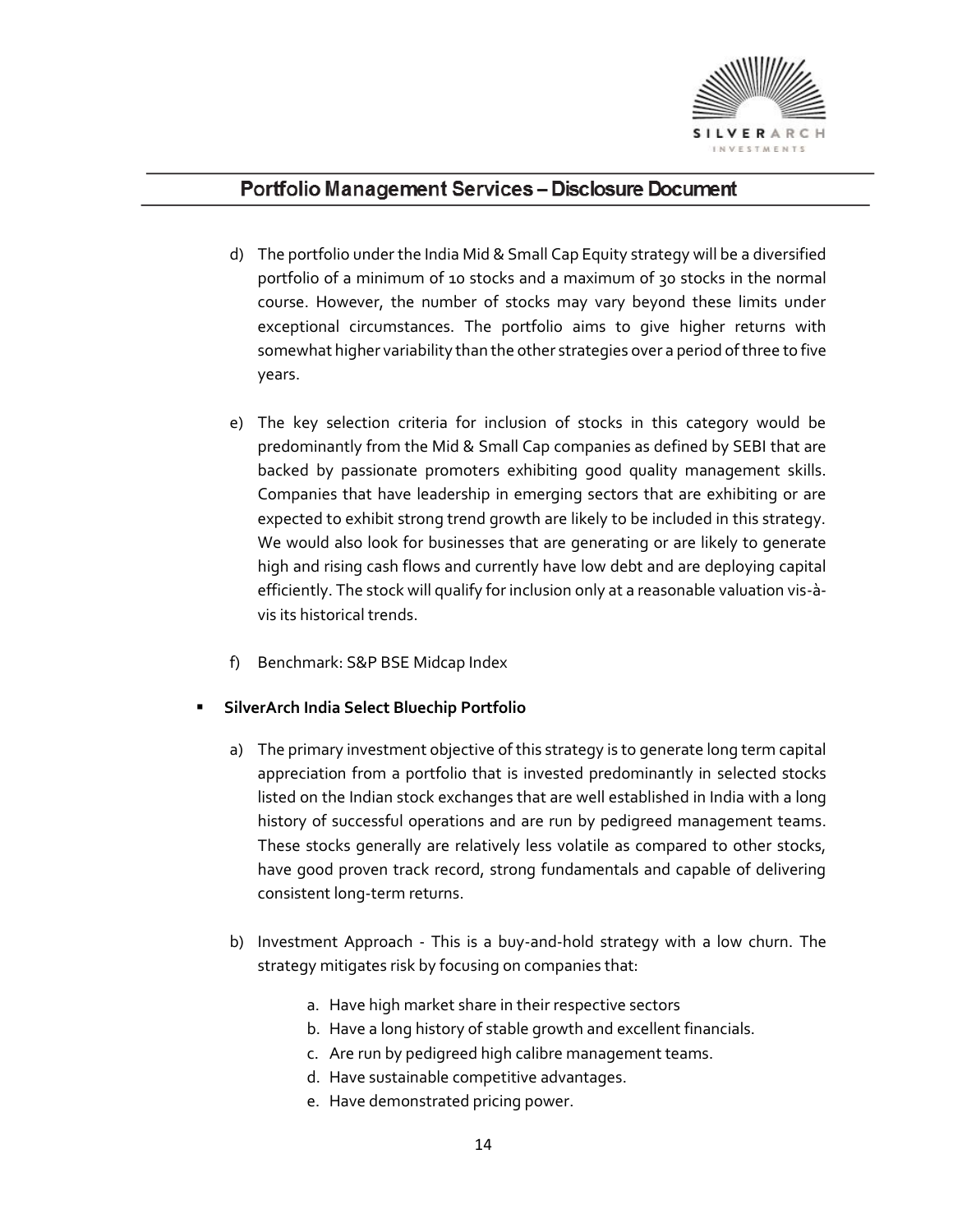d) The portfolio under the India Mid & Small Cap Equity strategy will be a diversified portfolio of a minimum of 10 stocks and a maximum of 30 stocks in the normal course. However, the number of stocks may vary beyond these limits under exceptional circumstances. The portfolio aims to give higher returns with somewhat higher variability than the other strategies over a period of three to five years.

e) The key selection criteria for inclusion of stocks in this category would be predominantly from the Mid & Small Cap companies as defined by SEBI that are backed by passionate promoters exhibiting good quality management skills. Companies that have leadership in emerging sectors that are exhibiting or are expected to exhibit strong trend growth are likely to be included in this strategy. We would also look for businesses that are generating or are likely to generate high and rising cash flows and currently have low debt and are deploying capital efficiently. The stock will qualify for inclusion only at a reasonable valuation vis-à-vis its historical trends.

f) Benchmark: S&P BSE Midcap Index

- **SilverArch India Select Bluechip Portfolio**

a) The primary investment objective of this strategy is to generate long term capital appreciation from a portfolio that is invested predominantly in selected stocks listed on the Indian stock exchanges that are well established in India with a long history of successful operations and are run by pedigreed management teams. These stocks generally are relatively less volatile as compared to other stocks, have good proven track record, strong fundamentals and capable of delivering consistent long-term returns.

b) Investment Approach - This is a buy-and-hold strategy with a low churn. The strategy mitigates risk by focusing on companies that:

   a. Have high market share in their respective sectors
   b. Have a long history of stable growth and excellent financials.
   c. Are run by pedigreed high calibre management teams.
   d. Have sustainable competitive advantages.
   e. Have demonstrated pricing power.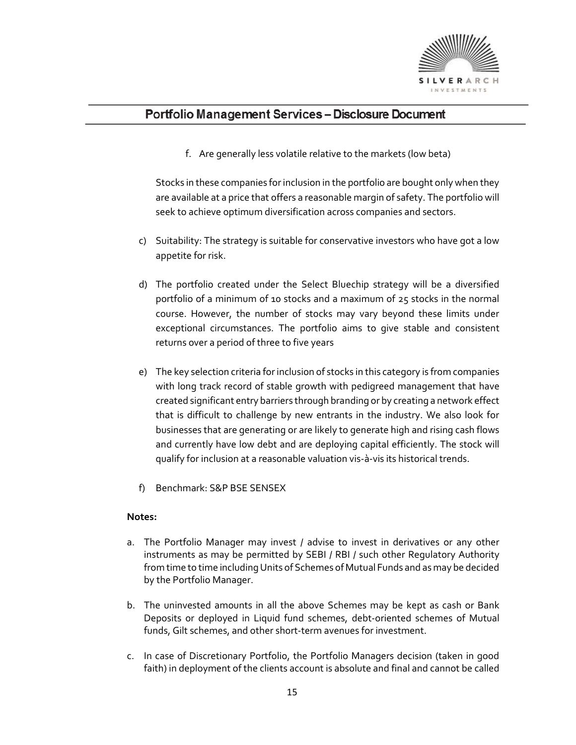f. Are generally less volatile relative to the markets (low beta)

Stocks in these companies for inclusion in the portfolio are bought only when they are available at a price that offers a reasonable margin of safety. The portfolio will seek to achieve optimum diversification across companies and sectors.

c) Suitability: The strategy is suitable for conservative investors who have got a low appetite for risk.

d) The portfolio created under the Select Bluechip strategy will be a diversified portfolio of a minimum of 10 stocks and a maximum of 25 stocks in the normal course. However, the number of stocks may vary beyond these limits under exceptional circumstances. The portfolio aims to give stable and consistent returns over a period of three to five years

e) The key selection criteria for inclusion of stocks in this category is from companies with long track record of stable growth with pedigreed management that have created significant entry barriers through branding or by creating a network effect that is difficult to challenge by new entrants in the industry. We also look for businesses that are generating or are likely to generate high and rising cash flows and currently have low debt and are deploying capital efficiently. The stock will qualify for inclusion at a reasonable valuation vis-à-vis its historical trends.

f) Benchmark: S&P BSE SENSEX

**Notes:**

a. The Portfolio Manager may invest / advise to invest in derivatives or any other instruments as may be permitted by SEBI / RBI / such other Regulatory Authority from time to time including Units of Schemes of Mutual Funds and as may be decided by the Portfolio Manager.

b. The uninvested amounts in all the above Schemes may be kept as cash or Bank Deposits or deployed in Liquid fund schemes, debt-oriented schemes of Mutual funds, Gilt schemes, and other short-term avenues for investment.

c. In case of Discretionary Portfolio, the Portfolio Managers decision (taken in good faith) in deployment of the clients account is absolute and final and cannot be called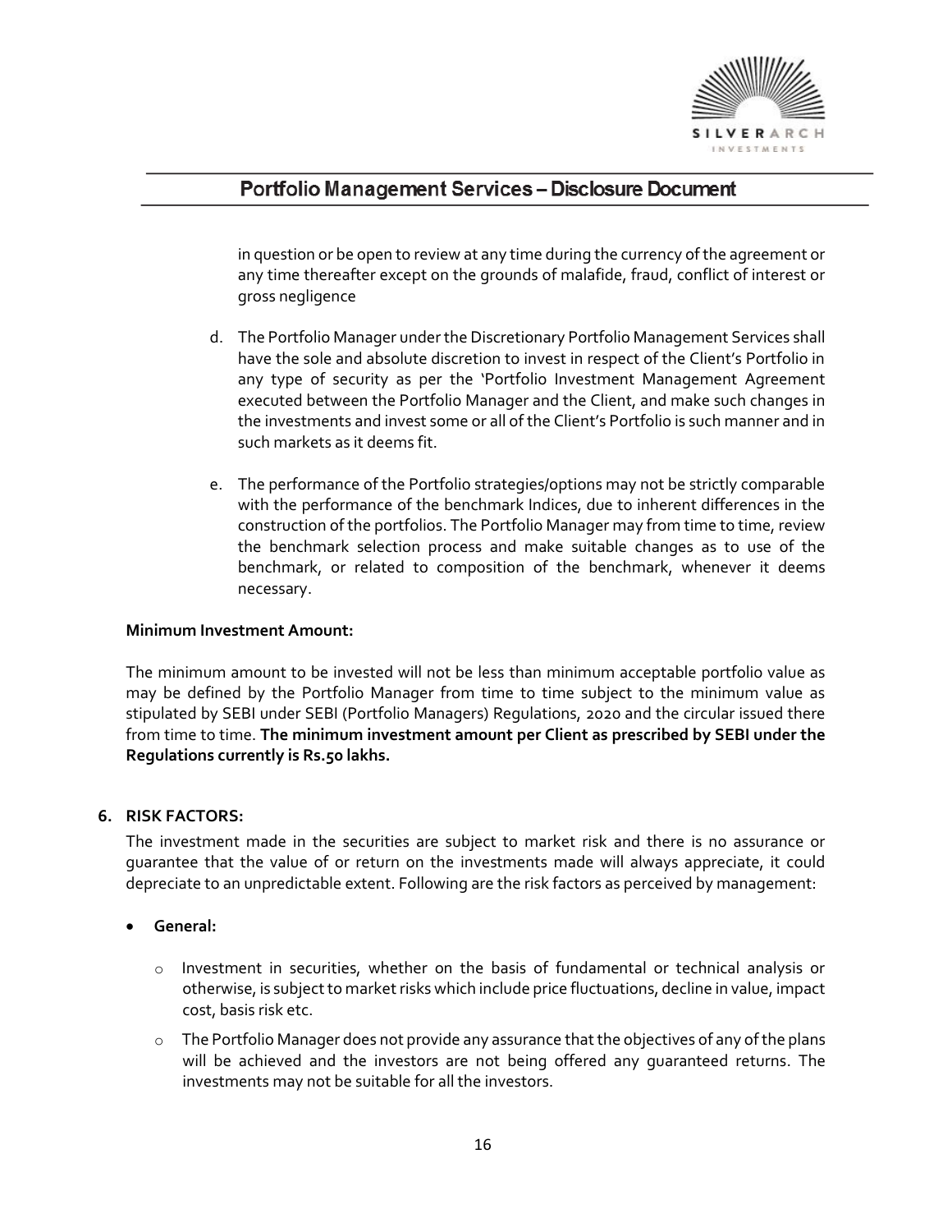in question or be open to review at any time during the currency of the agreement or any time thereafter except on the grounds of malafide, fraud, conflict of interest or gross negligence

d. The Portfolio Manager under the Discretionary Portfolio Management Services shall have the sole and absolute discretion to invest in respect of the Client's Portfolio in any type of security as per the 'Portfolio Investment Management Agreement executed between the Portfolio Manager and the Client, and make such changes in the investments and invest some or all of the Client's Portfolio is such manner and in such markets as it deems fit.

e. The performance of the Portfolio strategies/options may not be strictly comparable with the performance of the benchmark Indices, due to inherent differences in the construction of the portfolios. The Portfolio Manager may from time to time, review the benchmark selection process and make suitable changes as to use of the benchmark, or related to composition of the benchmark, whenever it deems necessary.

**Minimum Investment Amount:**

The minimum amount to be invested will not be less than minimum acceptable portfolio value as may be defined by the Portfolio Manager from time to time subject to the minimum value as stipulated by SEBI under SEBI (Portfolio Managers) Regulations, 2020 and the circular issued there from time to time. **The minimum investment amount per Client as prescribed by SEBI under the Regulations currently is Rs.50 lakhs.**

## 6. RISK FACTORS:

The investment made in the securities are subject to market risk and there is no assurance or guarantee that the value of or return on the investments made will always appreciate, it could depreciate to an unpredictable extent. Following are the risk factors as perceived by management:

- **General:**
  - Investment in securities, whether on the basis of fundamental or technical analysis or otherwise, is subject to market risks which include price fluctuations, decline in value, impact cost, basis risk etc.
  - The Portfolio Manager does not provide any assurance that the objectives of any of the plans will be achieved and the investors are not being offered any guaranteed returns. The investments may not be suitable for all the investors.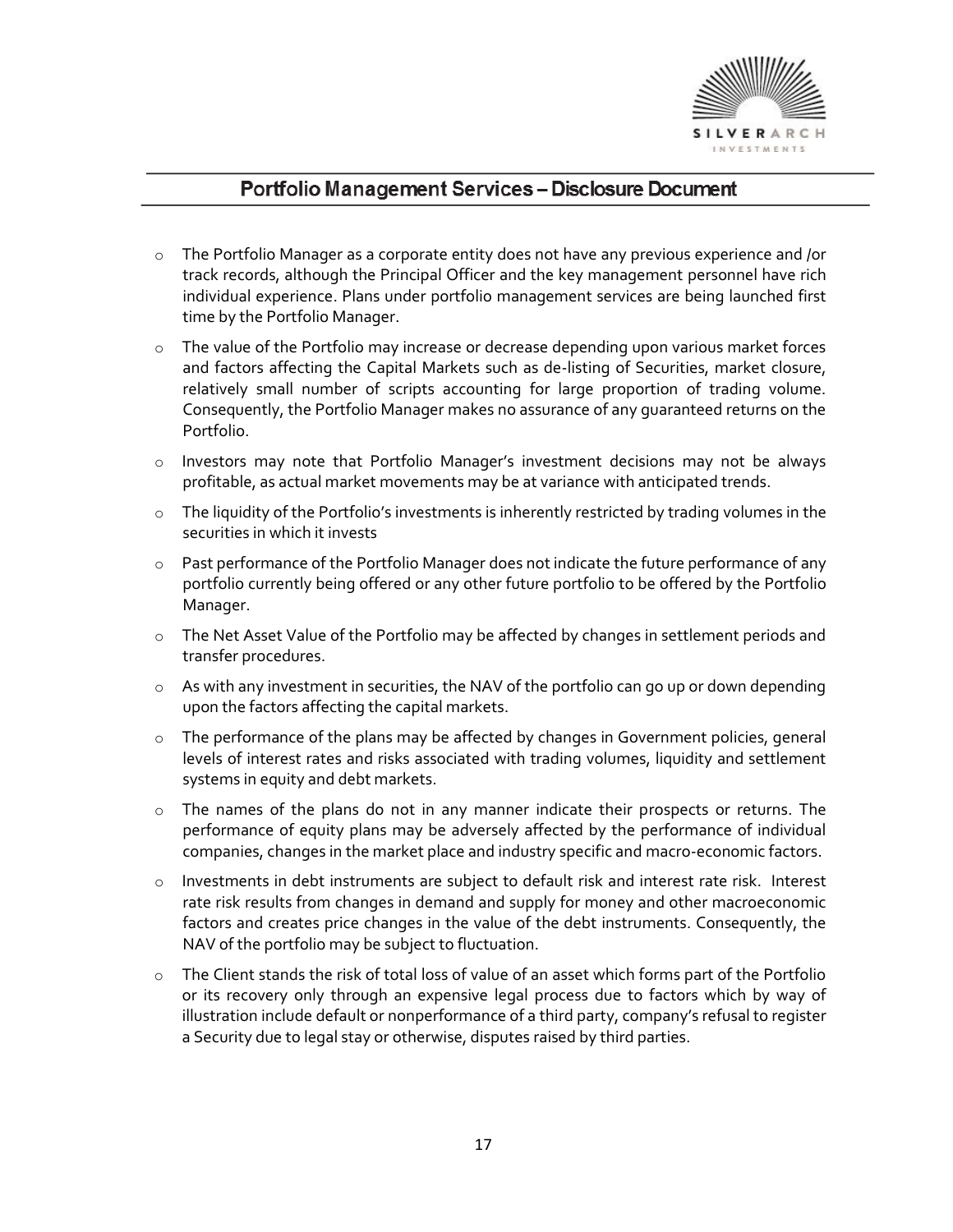- The Portfolio Manager as a corporate entity does not have any previous experience and /or track records, although the Principal Officer and the key management personnel have rich individual experience. Plans under portfolio management services are being launched first time by the Portfolio Manager.
- The value of the Portfolio may increase or decrease depending upon various market forces and factors affecting the Capital Markets such as de-listing of Securities, market closure, relatively small number of scripts accounting for large proportion of trading volume. Consequently, the Portfolio Manager makes no assurance of any guaranteed returns on the Portfolio.
- Investors may note that Portfolio Manager's investment decisions may not be always profitable, as actual market movements may be at variance with anticipated trends.
- The liquidity of the Portfolio's investments is inherently restricted by trading volumes in the securities in which it invests
- Past performance of the Portfolio Manager does not indicate the future performance of any portfolio currently being offered or any other future portfolio to be offered by the Portfolio Manager.
- The Net Asset Value of the Portfolio may be affected by changes in settlement periods and transfer procedures.
- As with any investment in securities, the NAV of the portfolio can go up or down depending upon the factors affecting the capital markets.
- The performance of the plans may be affected by changes in Government policies, general levels of interest rates and risks associated with trading volumes, liquidity and settlement systems in equity and debt markets.
- The names of the plans do not in any manner indicate their prospects or returns. The performance of equity plans may be adversely affected by the performance of individual companies, changes in the market place and industry specific and macro-economic factors.
- Investments in debt instruments are subject to default risk and interest rate risk. Interest rate risk results from changes in demand and supply for money and other macroeconomic factors and creates price changes in the value of the debt instruments. Consequently, the NAV of the portfolio may be subject to fluctuation.
- The Client stands the risk of total loss of value of an asset which forms part of the Portfolio or its recovery only through an expensive legal process due to factors which by way of illustration include default or nonperformance of a third party, company's refusal to register a Security due to legal stay or otherwise, disputes raised by third parties.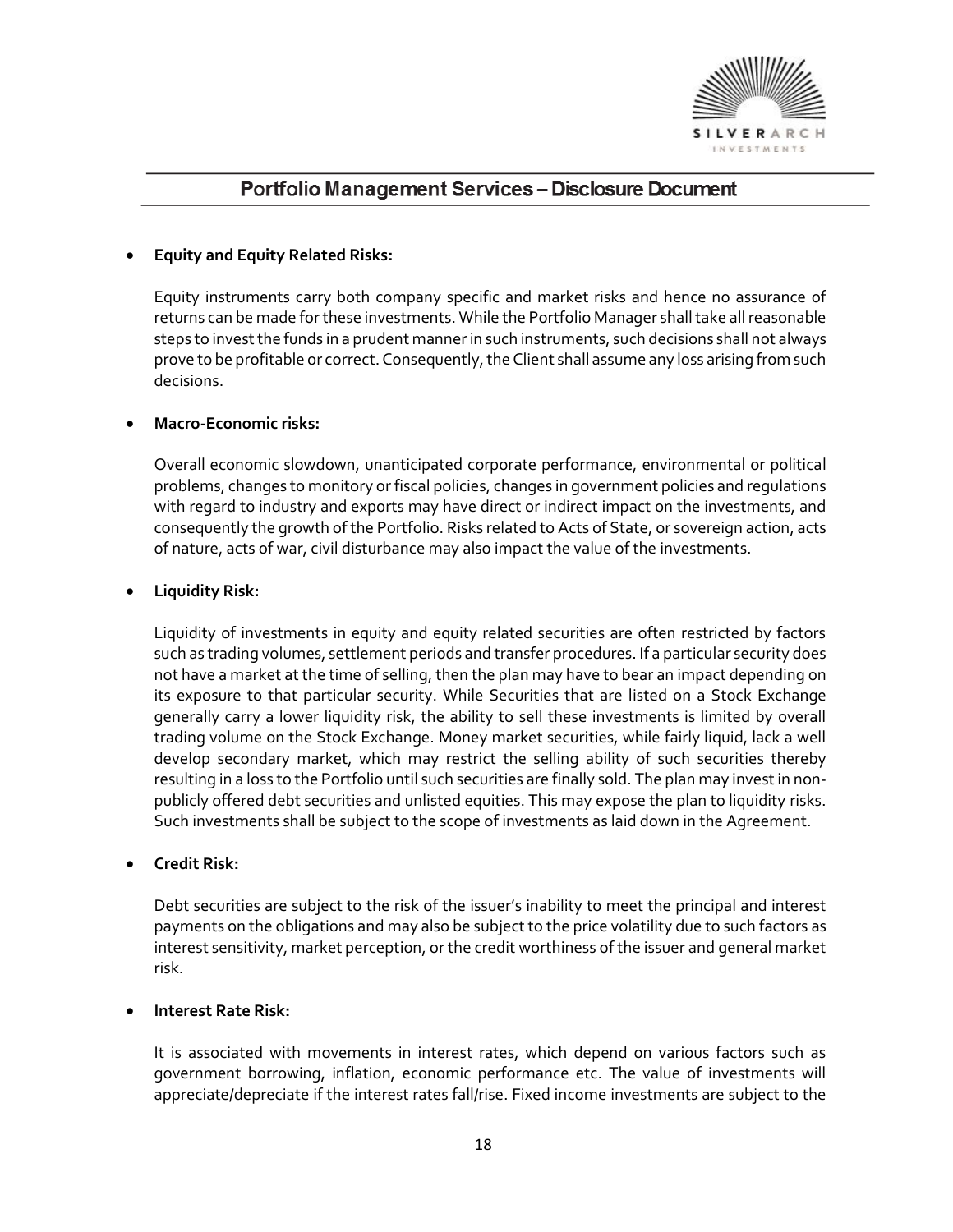- **Equity and Equity Related Risks:**

  Equity instruments carry both company specific and market risks and hence no assurance of returns can be made for these investments. While the Portfolio Manager shall take all reasonable steps to invest the funds in a prudent manner in such instruments, such decisions shall not always prove to be profitable or correct. Consequently, the Client shall assume any loss arising from such decisions.

- **Macro-Economic risks:**

  Overall economic slowdown, unanticipated corporate performance, environmental or political problems, changes to monitory or fiscal policies, changes in government policies and regulations with regard to industry and exports may have direct or indirect impact on the investments, and consequently the growth of the Portfolio. Risks related to Acts of State, or sovereign action, acts of nature, acts of war, civil disturbance may also impact the value of the investments.

- **Liquidity Risk:**

  Liquidity of investments in equity and equity related securities are often restricted by factors such as trading volumes, settlement periods and transfer procedures. If a particular security does not have a market at the time of selling, then the plan may have to bear an impact depending on its exposure to that particular security. While Securities that are listed on a Stock Exchange generally carry a lower liquidity risk, the ability to sell these investments is limited by overall trading volume on the Stock Exchange. Money market securities, while fairly liquid, lack a well develop secondary market, which may restrict the selling ability of such securities thereby resulting in a loss to the Portfolio until such securities are finally sold. The plan may invest in non-publicly offered debt securities and unlisted equities. This may expose the plan to liquidity risks. Such investments shall be subject to the scope of investments as laid down in the Agreement.

- **Credit Risk:**

  Debt securities are subject to the risk of the issuer's inability to meet the principal and interest payments on the obligations and may also be subject to the price volatility due to such factors as interest sensitivity, market perception, or the credit worthiness of the issuer and general market risk.

- **Interest Rate Risk:**

  It is associated with movements in interest rates, which depend on various factors such as government borrowing, inflation, economic performance etc. The value of investments will appreciate/depreciate if the interest rates fall/rise. Fixed income investments are subject to the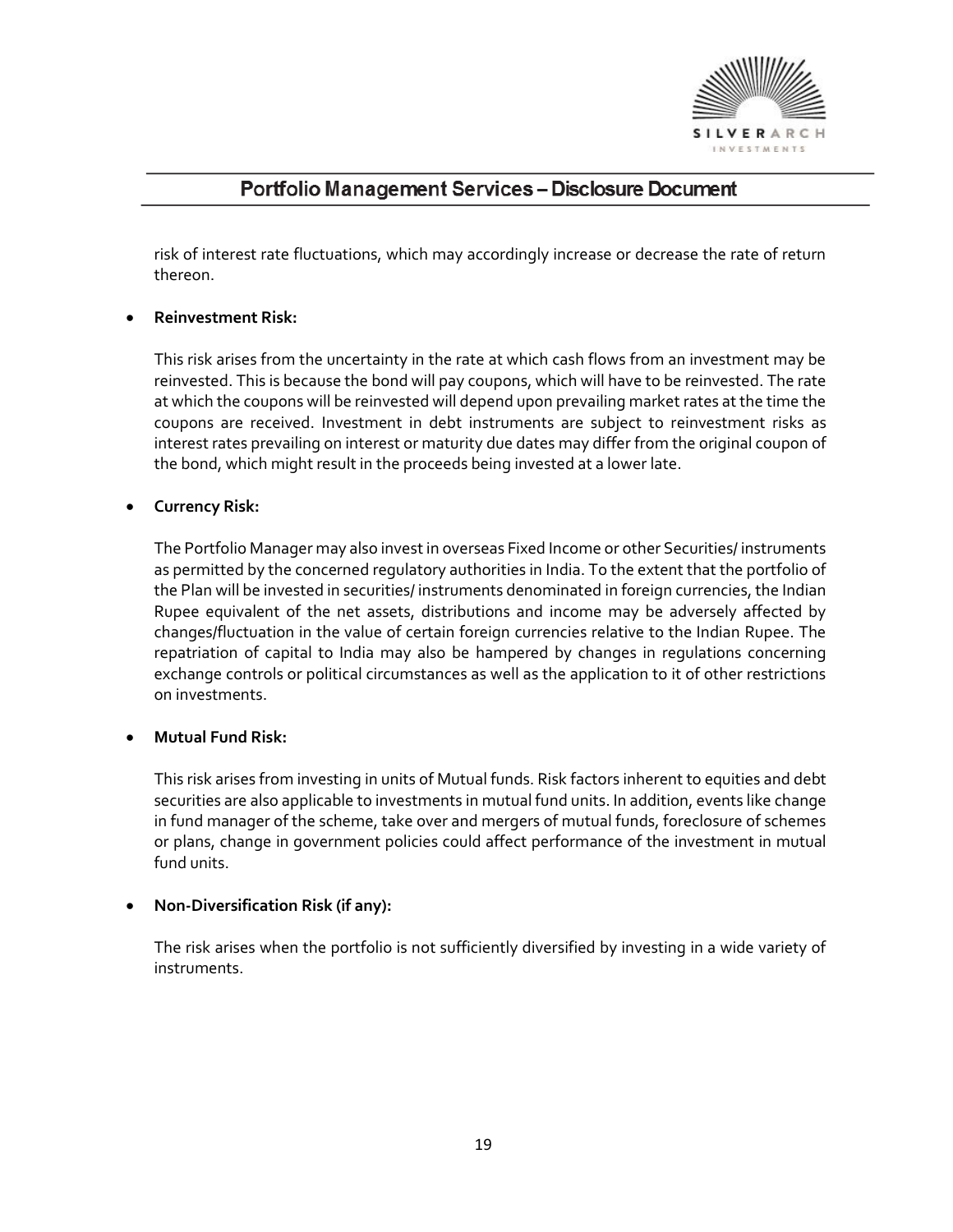risk of interest rate fluctuations, which may accordingly increase or decrease the rate of return thereon.

- **Reinvestment Risk:**

  This risk arises from the uncertainty in the rate at which cash flows from an investment may be reinvested. This is because the bond will pay coupons, which will have to be reinvested. The rate at which the coupons will be reinvested will depend upon prevailing market rates at the time the coupons are received. Investment in debt instruments are subject to reinvestment risks as interest rates prevailing on interest or maturity due dates may differ from the original coupon of the bond, which might result in the proceeds being invested at a lower late.

- **Currency Risk:**

  The Portfolio Manager may also invest in overseas Fixed Income or other Securities/ instruments as permitted by the concerned regulatory authorities in India. To the extent that the portfolio of the Plan will be invested in securities/ instruments denominated in foreign currencies, the Indian Rupee equivalent of the net assets, distributions and income may be adversely affected by changes/fluctuation in the value of certain foreign currencies relative to the Indian Rupee. The repatriation of capital to India may also be hampered by changes in regulations concerning exchange controls or political circumstances as well as the application to it of other restrictions on investments.

- **Mutual Fund Risk:**

  This risk arises from investing in units of Mutual funds. Risk factors inherent to equities and debt securities are also applicable to investments in mutual fund units. In addition, events like change in fund manager of the scheme, take over and mergers of mutual funds, foreclosure of schemes or plans, change in government policies could affect performance of the investment in mutual fund units.

- **Non-Diversification Risk (if any):**

  The risk arises when the portfolio is not sufficiently diversified by investing in a wide variety of instruments.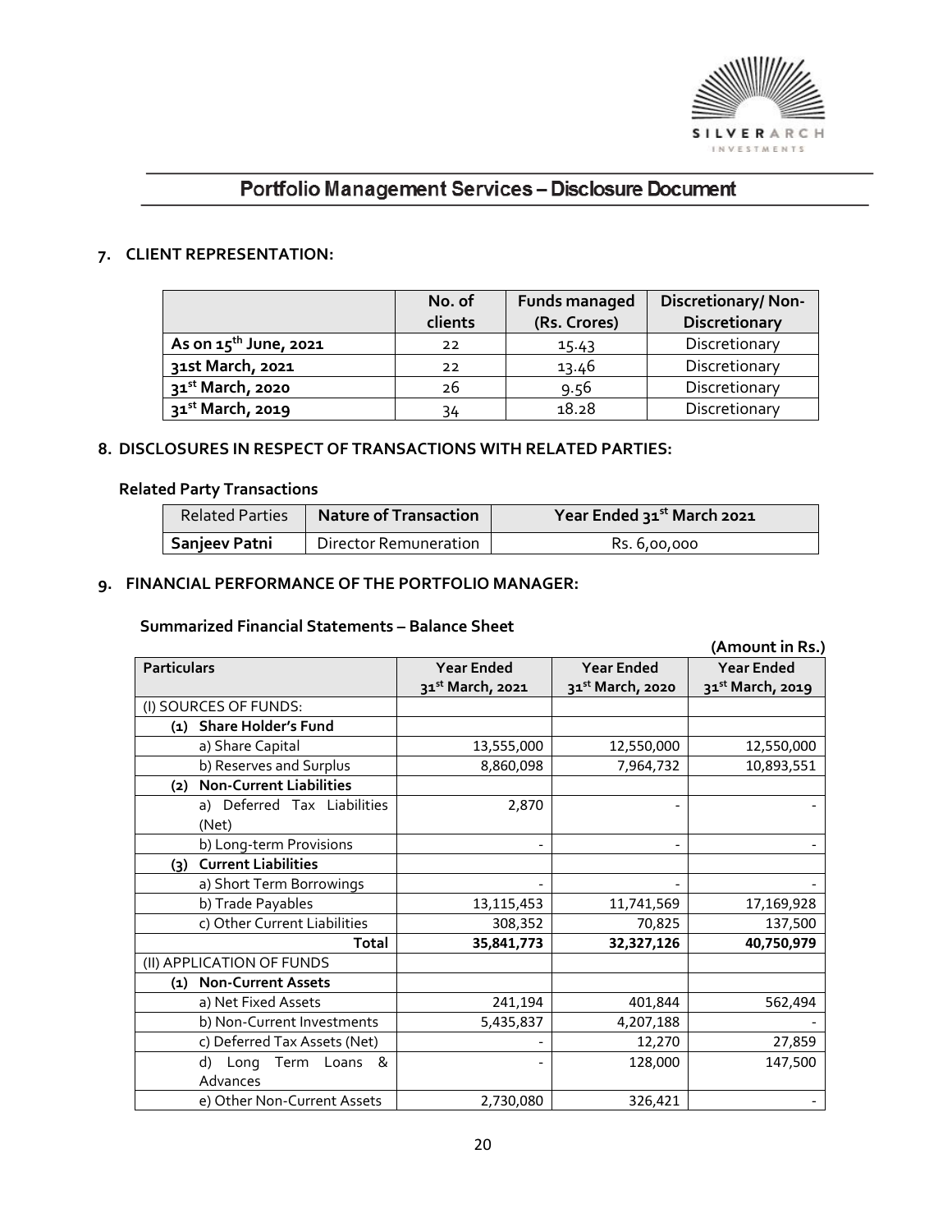## 7. CLIENT REPRESENTATION:

| | No. of clients | Funds managed (Rs. Crores) | Discretionary/ Non-Discretionary |
|---|---|---|---|
| As on 15th June, 2021 | 22 | 15.43 | Discretionary |
| 31st March, 2021 | 22 | 13.46 | Discretionary |
| 31st March, 2020 | 26 | 9.56 | Discretionary |
| 31st March, 2019 | 34 | 18.28 | Discretionary |

## 8. DISCLOSURES IN RESPECT OF TRANSACTIONS WITH RELATED PARTIES:

### Related Party Transactions

| Related Parties | Nature of Transaction | Year Ended 31st March 2021 |
|---|---|---|
| **Sanjeev Patni** | Director Remuneration | Rs. 6,00,000 |

## 9. FINANCIAL PERFORMANCE OF THE PORTFOLIO MANAGER:

### Summarized Financial Statements – Balance Sheet

**(Amount in Rs.)**

| Particulars | Year Ended 31st March, 2021 | Year Ended 31st March, 2020 | Year Ended 31st March, 2019 |
|---|---|---|---|
| (I) SOURCES OF FUNDS: | | | |
| **(1) Share Holder's Fund** | | | |
| a) Share Capital | 13,555,000 | 12,550,000 | 12,550,000 |
| b) Reserves and Surplus | 8,860,098 | 7,964,732 | 10,893,551 |
| **(2) Non-Current Liabilities** | | | |
| a) Deferred Tax Liabilities (Net) | 2,870 | - | - |
| b) Long-term Provisions | - | - | - |
| **(3) Current Liabilities** | | | |
| a) Short Term Borrowings | - | - | - |
| b) Trade Payables | 13,115,453 | 11,741,569 | 17,169,928 |
| c) Other Current Liabilities | 308,352 | 70,825 | 137,500 |
| **Total** | **35,841,773** | **32,327,126** | **40,750,979** |
| (II) APPLICATION OF FUNDS | | | |
| **(1) Non-Current Assets** | | | |
| a) Net Fixed Assets | 241,194 | 401,844 | 562,494 |
| b) Non-Current Investments | 5,435,837 | 4,207,188 | - |
| c) Deferred Tax Assets (Net) | - | 12,270 | 27,859 |
| d) Long Term Loans & Advances | - | 128,000 | 147,500 |
| e) Other Non-Current Assets | 2,730,080 | 326,421 | - |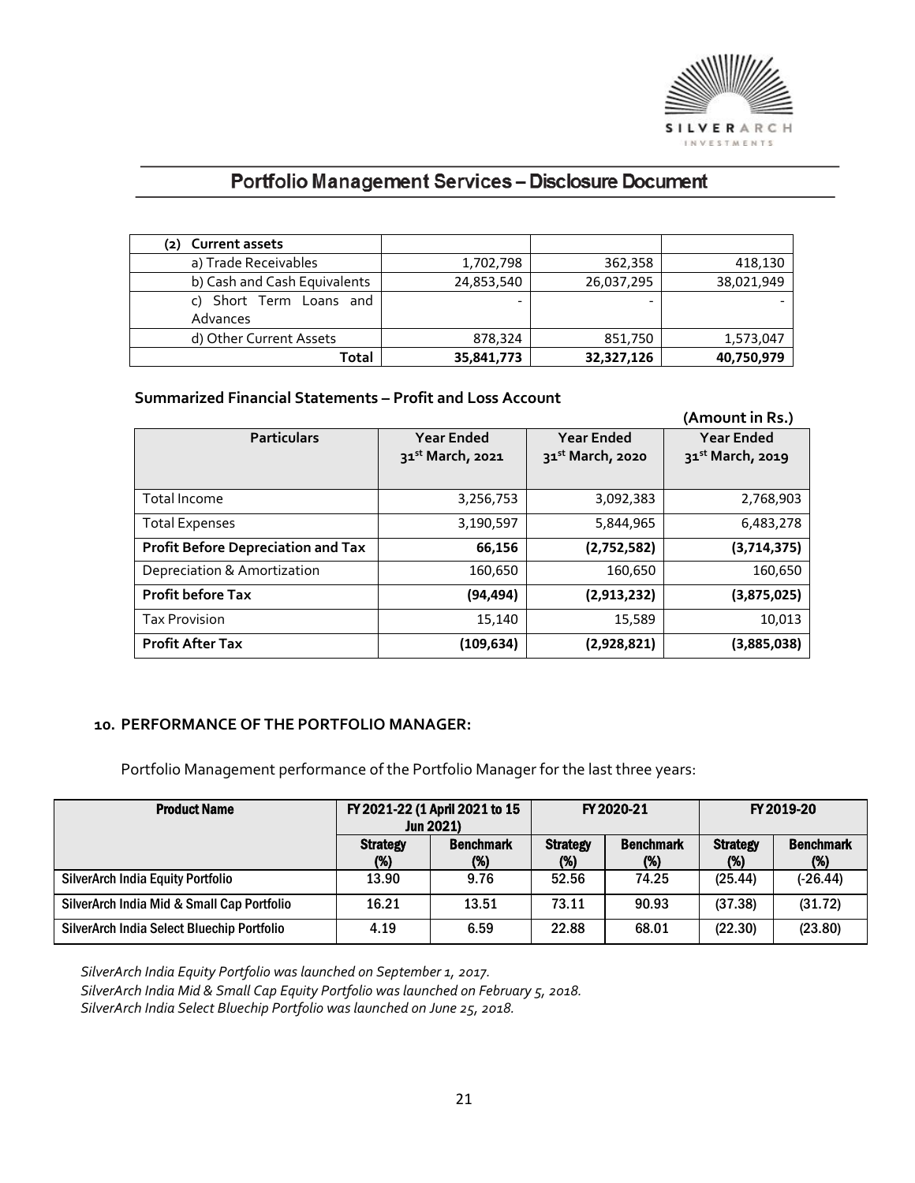| (2) Current assets | | | |
|---|---|---|---|
| a) Trade Receivables | 1,702,798 | 362,358 | 418,130 |
| b) Cash and Cash Equivalents | 24,853,540 | 26,037,295 | 38,021,949 |
| c) Short Term Loans and Advances | - | - | - |
| d) Other Current Assets | 878,324 | 851,750 | 1,573,047 |
| **Total** | **35,841,773** | **32,327,126** | **40,750,979** |

**Summarized Financial Statements – Profit and Loss Account**

**(Amount in Rs.)**

| Particulars | Year Ended 31st March, 2021 | Year Ended 31st March, 2020 | Year Ended 31st March, 2019 |
|---|---|---|---|
| Total Income | 3,256,753 | 3,092,383 | 2,768,903 |
| Total Expenses | 3,190,597 | 5,844,965 | 6,483,278 |
| **Profit Before Depreciation and Tax** | **66,156** | **(2,752,582)** | **(3,714,375)** |
| Depreciation & Amortization | 160,650 | 160,650 | 160,650 |
| **Profit before Tax** | **(94,494)** | **(2,913,232)** | **(3,875,025)** |
| Tax Provision | 15,140 | 15,589 | 10,013 |
| **Profit After Tax** | **(109,634)** | **(2,928,821)** | **(3,885,038)** |

## 10. PERFORMANCE OF THE PORTFOLIO MANAGER:

Portfolio Management performance of the Portfolio Manager for the last three years:

| Product Name | FY 2021-22 (1 April 2021 to 15 Jun 2021) | | FY 2020-21 | | FY 2019-20 | |
|---|---|---|---|---|---|---|
| | Strategy (%) | Benchmark (%) | Strategy (%) | Benchmark (%) | Strategy (%) | Benchmark (%) |
| SilverArch India Equity Portfolio | 13.90 | 9.76 | 52.56 | 74.25 | (25.44) | (-26.44) |
| SilverArch India Mid & Small Cap Portfolio | 16.21 | 13.51 | 73.11 | 90.93 | (37.38) | (31.72) |
| SilverArch India Select Bluechip Portfolio | 4.19 | 6.59 | 22.88 | 68.01 | (22.30) | (23.80) |

*SilverArch India Equity Portfolio was launched on September 1, 2017.*
*SilverArch India Mid & Small Cap Equity Portfolio was launched on February 5, 2018.*
*SilverArch India Select Bluechip Portfolio was launched on June 25, 2018.*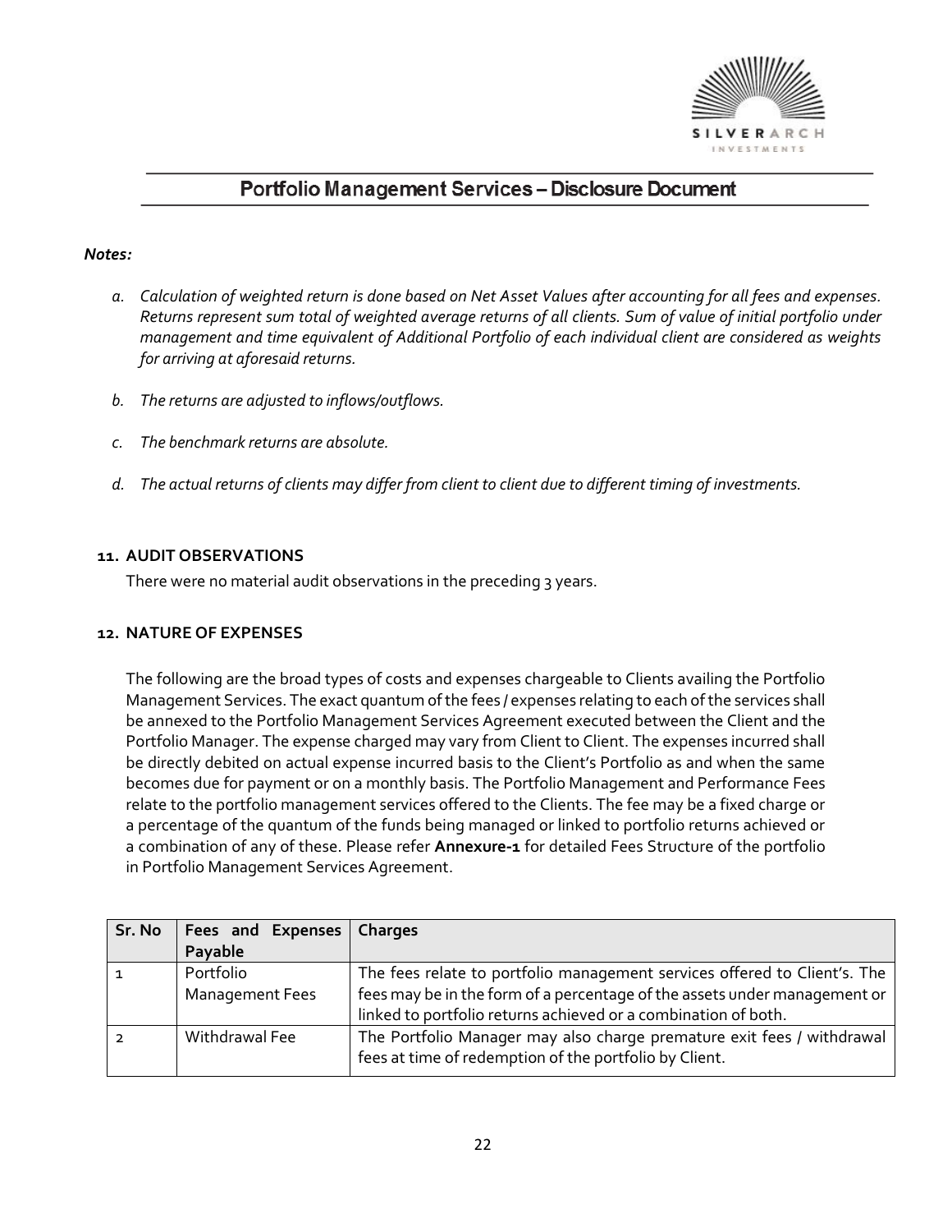***Notes:***

*a. Calculation of weighted return is done based on Net Asset Values after accounting for all fees and expenses. Returns represent sum total of weighted average returns of all clients. Sum of value of initial portfolio under management and time equivalent of Additional Portfolio of each individual client are considered as weights for arriving at aforesaid returns.*

*b. The returns are adjusted to inflows/outflows.*

*c. The benchmark returns are absolute.*

*d. The actual returns of clients may differ from client to client due to different timing of investments.*

**11. AUDIT OBSERVATIONS**

There were no material audit observations in the preceding 3 years.

**12. NATURE OF EXPENSES**

The following are the broad types of costs and expenses chargeable to Clients availing the Portfolio Management Services. The exact quantum of the fees / expenses relating to each of the services shall be annexed to the Portfolio Management Services Agreement executed between the Client and the Portfolio Manager. The expense charged may vary from Client to Client. The expenses incurred shall be directly debited on actual expense incurred basis to the Client's Portfolio as and when the same becomes due for payment or on a monthly basis. The Portfolio Management and Performance Fees relate to the portfolio management services offered to the Clients. The fee may be a fixed charge or a percentage of the quantum of the funds being managed or linked to portfolio returns achieved or a combination of any of these. Please refer **Annexure-1** for detailed Fees Structure of the portfolio in Portfolio Management Services Agreement.

| Sr. No | Fees and Expenses Payable | Charges |
|---|---|---|
| 1 | Portfolio Management Fees | The fees relate to portfolio management services offered to Client's. The fees may be in the form of a percentage of the assets under management or linked to portfolio returns achieved or a combination of both. |
| 2 | Withdrawal Fee | The Portfolio Manager may also charge premature exit fees / withdrawal fees at time of redemption of the portfolio by Client. |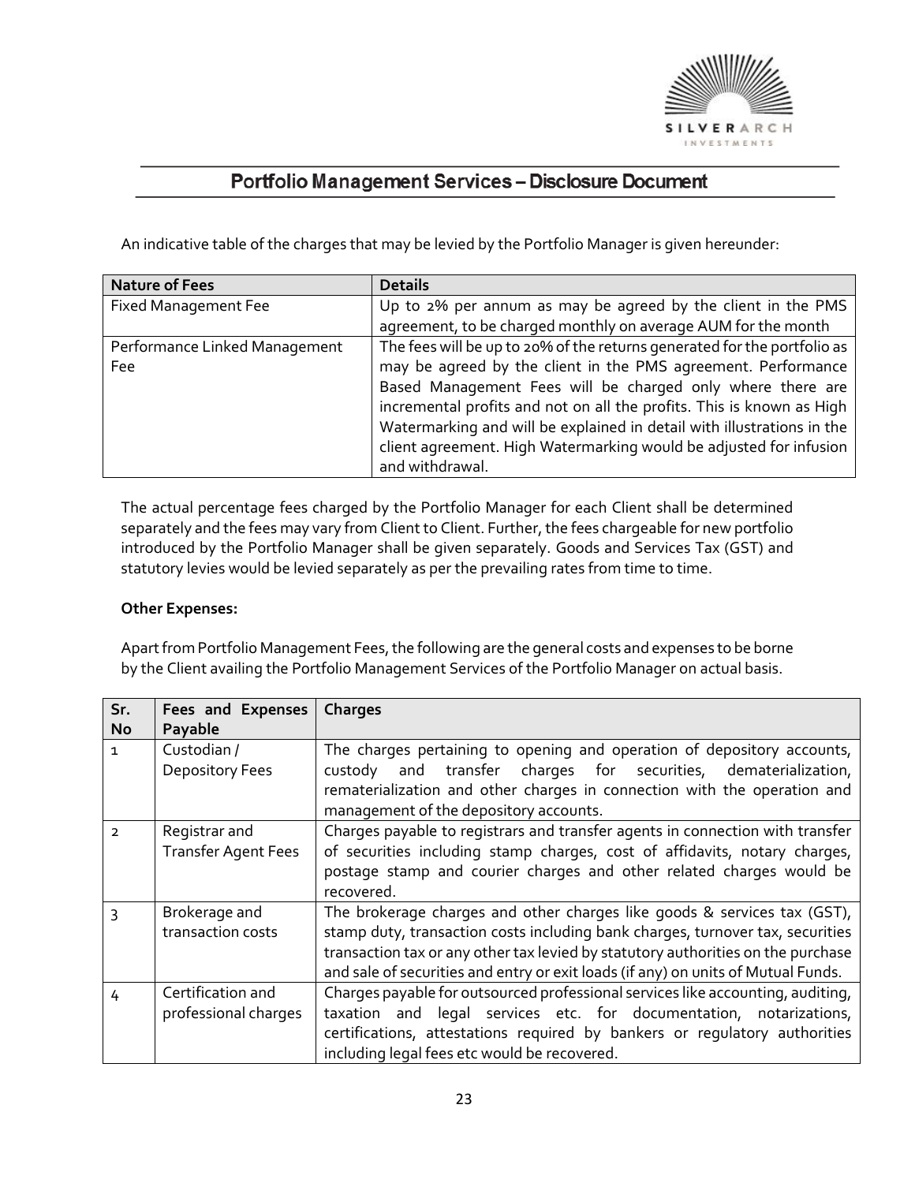An indicative table of the charges that may be levied by the Portfolio Manager is given hereunder:

| Nature of Fees | Details |
|---|---|
| Fixed Management Fee | Up to 2% per annum as may be agreed by the client in the PMS agreement, to be charged monthly on average AUM for the month |
| Performance Linked Management Fee | The fees will be up to 20% of the returns generated for the portfolio as may be agreed by the client in the PMS agreement. Performance Based Management Fees will be charged only where there are incremental profits and not on all the profits. This is known as High Watermarking and will be explained in detail with illustrations in the client agreement. High Watermarking would be adjusted for infusion and withdrawal. |

The actual percentage fees charged by the Portfolio Manager for each Client shall be determined separately and the fees may vary from Client to Client. Further, the fees chargeable for new portfolio introduced by the Portfolio Manager shall be given separately. Goods and Services Tax (GST) and statutory levies would be levied separately as per the prevailing rates from time to time.

**Other Expenses:**

Apart from Portfolio Management Fees, the following are the general costs and expenses to be borne by the Client availing the Portfolio Management Services of the Portfolio Manager on actual basis.

| Sr. No | Fees and Expenses Payable | Charges |
|---|---|---|
| 1 | Custodian / Depository Fees | The charges pertaining to opening and operation of depository accounts, custody and transfer charges for securities, dematerialization, rematerialization and other charges in connection with the operation and management of the depository accounts. |
| 2 | Registrar and Transfer Agent Fees | Charges payable to registrars and transfer agents in connection with transfer of securities including stamp charges, cost of affidavits, notary charges, postage stamp and courier charges and other related charges would be recovered. |
| 3 | Brokerage and transaction costs | The brokerage charges and other charges like goods & services tax (GST), stamp duty, transaction costs including bank charges, turnover tax, securities transaction tax or any other tax levied by statutory authorities on the purchase and sale of securities and entry or exit loads (if any) on units of Mutual Funds. |
| 4 | Certification and professional charges | Charges payable for outsourced professional services like accounting, auditing, taxation and legal services etc. for documentation, notarizations, certifications, attestations required by bankers or regulatory authorities including legal fees etc would be recovered. |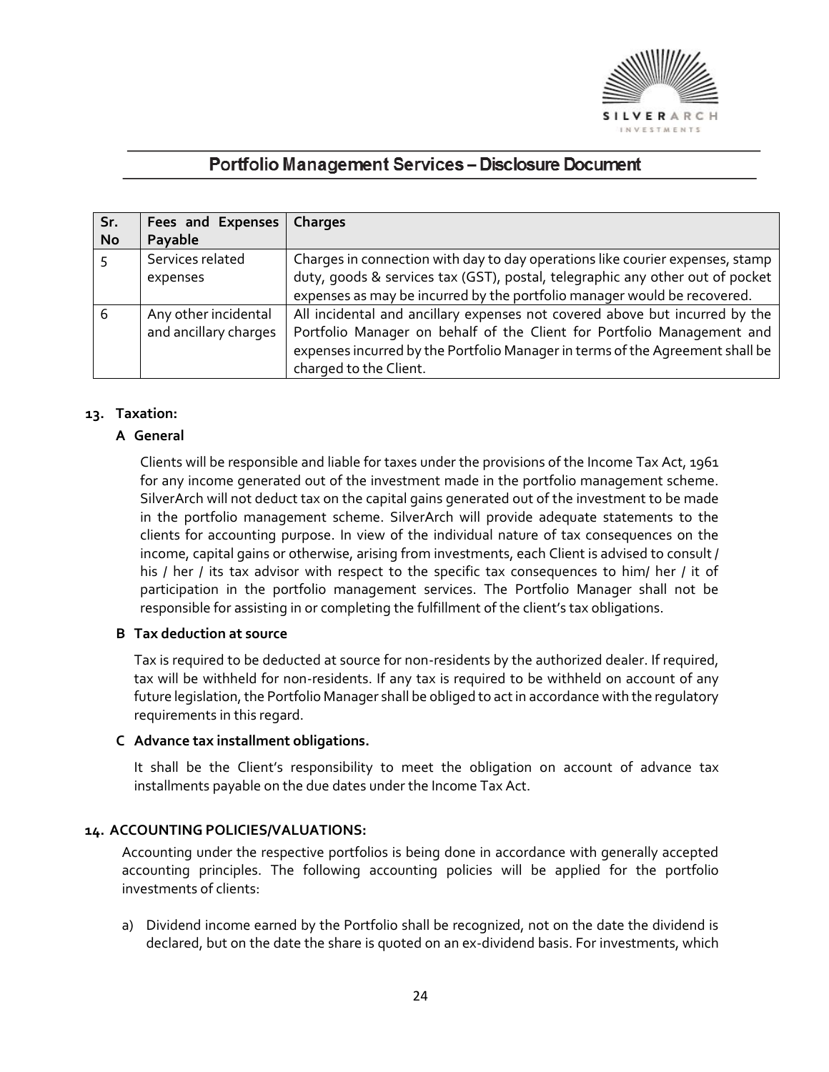| Sr. No | Fees and Expenses Payable | Charges |
|---|---|---|
| 5 | Services related expenses | Charges in connection with day to day operations like courier expenses, stamp duty, goods & services tax (GST), postal, telegraphic any other out of pocket expenses as may be incurred by the portfolio manager would be recovered. |
| 6 | Any other incidental and ancillary charges | All incidental and ancillary expenses not covered above but incurred by the Portfolio Manager on behalf of the Client for Portfolio Management and expenses incurred by the Portfolio Manager in terms of the Agreement shall be charged to the Client. |

## 13. Taxation:

### A General

Clients will be responsible and liable for taxes under the provisions of the Income Tax Act, 1961 for any income generated out of the investment made in the portfolio management scheme. SilverArch will not deduct tax on the capital gains generated out of the investment to be made in the portfolio management scheme. SilverArch will provide adequate statements to the clients for accounting purpose. In view of the individual nature of tax consequences on the income, capital gains or otherwise, arising from investments, each Client is advised to consult / his / her / its tax advisor with respect to the specific tax consequences to him/ her / it of participation in the portfolio management services. The Portfolio Manager shall not be responsible for assisting in or completing the fulfillment of the client's tax obligations.

### B Tax deduction at source

Tax is required to be deducted at source for non-residents by the authorized dealer. If required, tax will be withheld for non-residents. If any tax is required to be withheld on account of any future legislation, the Portfolio Manager shall be obliged to act in accordance with the regulatory requirements in this regard.

### C Advance tax installment obligations.

It shall be the Client's responsibility to meet the obligation on account of advance tax installments payable on the due dates under the Income Tax Act.

## 14. ACCOUNTING POLICIES/VALUATIONS:

Accounting under the respective portfolios is being done in accordance with generally accepted accounting principles. The following accounting policies will be applied for the portfolio investments of clients:

a) Dividend income earned by the Portfolio shall be recognized, not on the date the dividend is declared, but on the date the share is quoted on an ex-dividend basis. For investments, which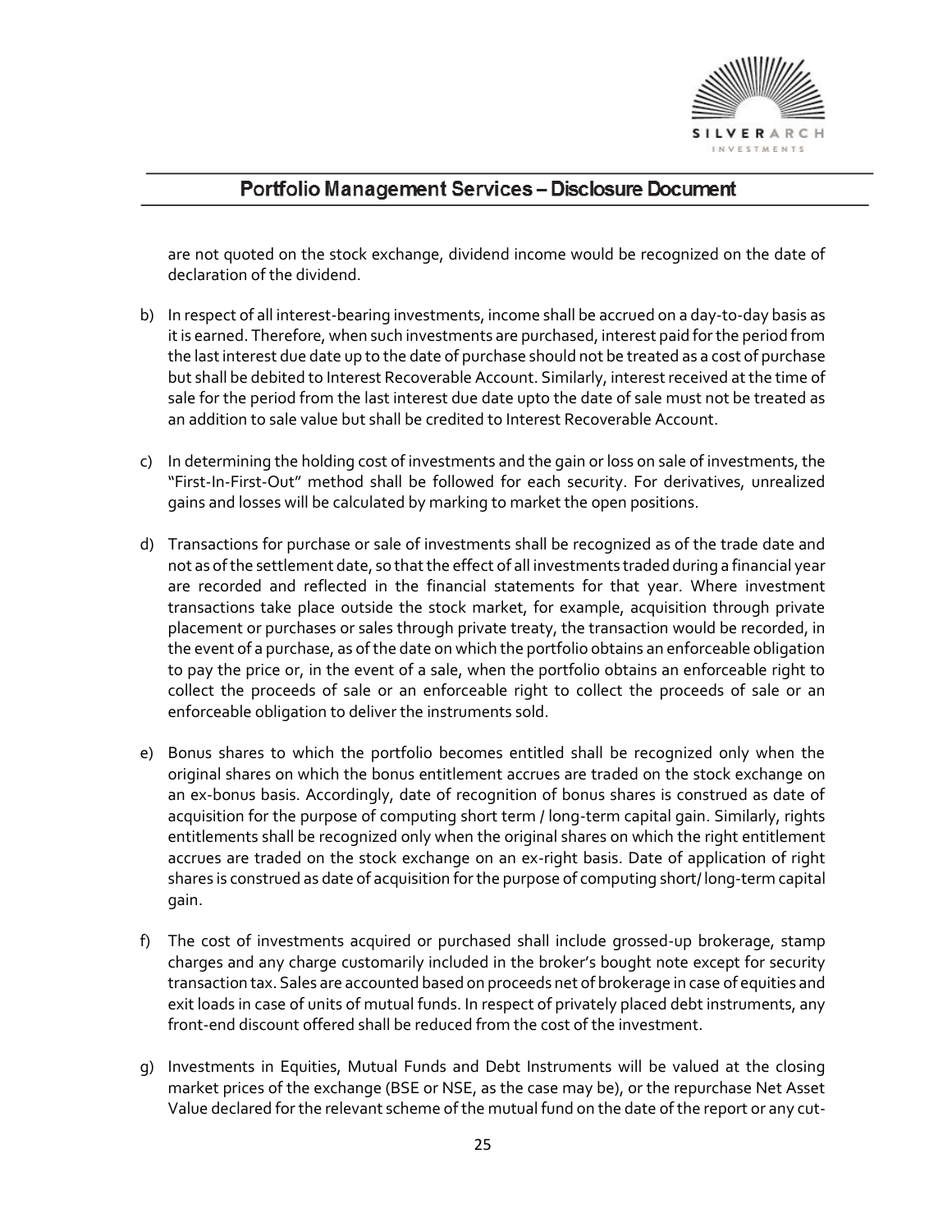are not quoted on the stock exchange, dividend income would be recognized on the date of declaration of the dividend.

b) In respect of all interest-bearing investments, income shall be accrued on a day-to-day basis as it is earned. Therefore, when such investments are purchased, interest paid for the period from the last interest due date up to the date of purchase should not be treated as a cost of purchase but shall be debited to Interest Recoverable Account. Similarly, interest received at the time of sale for the period from the last interest due date upto the date of sale must not be treated as an addition to sale value but shall be credited to Interest Recoverable Account.

c) In determining the holding cost of investments and the gain or loss on sale of investments, the "First-In-First-Out" method shall be followed for each security. For derivatives, unrealized gains and losses will be calculated by marking to market the open positions.

d) Transactions for purchase or sale of investments shall be recognized as of the trade date and not as of the settlement date, so that the effect of all investments traded during a financial year are recorded and reflected in the financial statements for that year. Where investment transactions take place outside the stock market, for example, acquisition through private placement or purchases or sales through private treaty, the transaction would be recorded, in the event of a purchase, as of the date on which the portfolio obtains an enforceable obligation to pay the price or, in the event of a sale, when the portfolio obtains an enforceable right to collect the proceeds of sale or an enforceable right to collect the proceeds of sale or an enforceable obligation to deliver the instruments sold.

e) Bonus shares to which the portfolio becomes entitled shall be recognized only when the original shares on which the bonus entitlement accrues are traded on the stock exchange on an ex-bonus basis. Accordingly, date of recognition of bonus shares is construed as date of acquisition for the purpose of computing short term / long-term capital gain. Similarly, rights entitlements shall be recognized only when the original shares on which the right entitlement accrues are traded on the stock exchange on an ex-right basis. Date of application of right shares is construed as date of acquisition for the purpose of computing short/ long-term capital gain.

f) The cost of investments acquired or purchased shall include grossed-up brokerage, stamp charges and any charge customarily included in the broker's bought note except for security transaction tax. Sales are accounted based on proceeds net of brokerage in case of equities and exit loads in case of units of mutual funds. In respect of privately placed debt instruments, any front-end discount offered shall be reduced from the cost of the investment.

g) Investments in Equities, Mutual Funds and Debt Instruments will be valued at the closing market prices of the exchange (BSE or NSE, as the case may be), or the repurchase Net Asset Value declared for the relevant scheme of the mutual fund on the date of the report or any cut-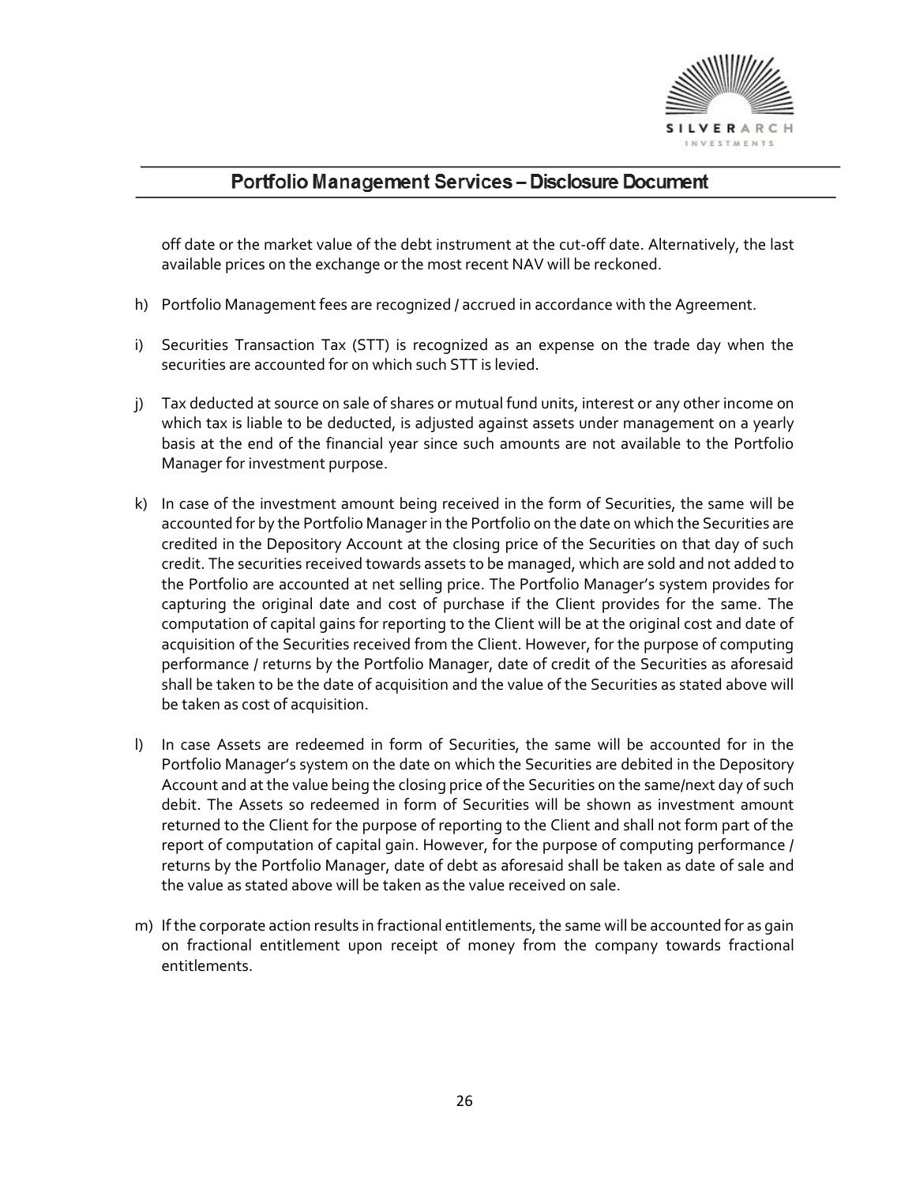off date or the market value of the debt instrument at the cut-off date. Alternatively, the last available prices on the exchange or the most recent NAV will be reckoned.

h) Portfolio Management fees are recognized / accrued in accordance with the Agreement.

i) Securities Transaction Tax (STT) is recognized as an expense on the trade day when the securities are accounted for on which such STT is levied.

j) Tax deducted at source on sale of shares or mutual fund units, interest or any other income on which tax is liable to be deducted, is adjusted against assets under management on a yearly basis at the end of the financial year since such amounts are not available to the Portfolio Manager for investment purpose.

k) In case of the investment amount being received in the form of Securities, the same will be accounted for by the Portfolio Manager in the Portfolio on the date on which the Securities are credited in the Depository Account at the closing price of the Securities on that day of such credit. The securities received towards assets to be managed, which are sold and not added to the Portfolio are accounted at net selling price. The Portfolio Manager's system provides for capturing the original date and cost of purchase if the Client provides for the same. The computation of capital gains for reporting to the Client will be at the original cost and date of acquisition of the Securities received from the Client. However, for the purpose of computing performance / returns by the Portfolio Manager, date of credit of the Securities as aforesaid shall be taken to be the date of acquisition and the value of the Securities as stated above will be taken as cost of acquisition.

l) In case Assets are redeemed in form of Securities, the same will be accounted for in the Portfolio Manager's system on the date on which the Securities are debited in the Depository Account and at the value being the closing price of the Securities on the same/next day of such debit. The Assets so redeemed in form of Securities will be shown as investment amount returned to the Client for the purpose of reporting to the Client and shall not form part of the report of computation of capital gain. However, for the purpose of computing performance / returns by the Portfolio Manager, date of debt as aforesaid shall be taken as date of sale and the value as stated above will be taken as the value received on sale.

m) If the corporate action results in fractional entitlements, the same will be accounted for as gain on fractional entitlement upon receipt of money from the company towards fractional entitlements.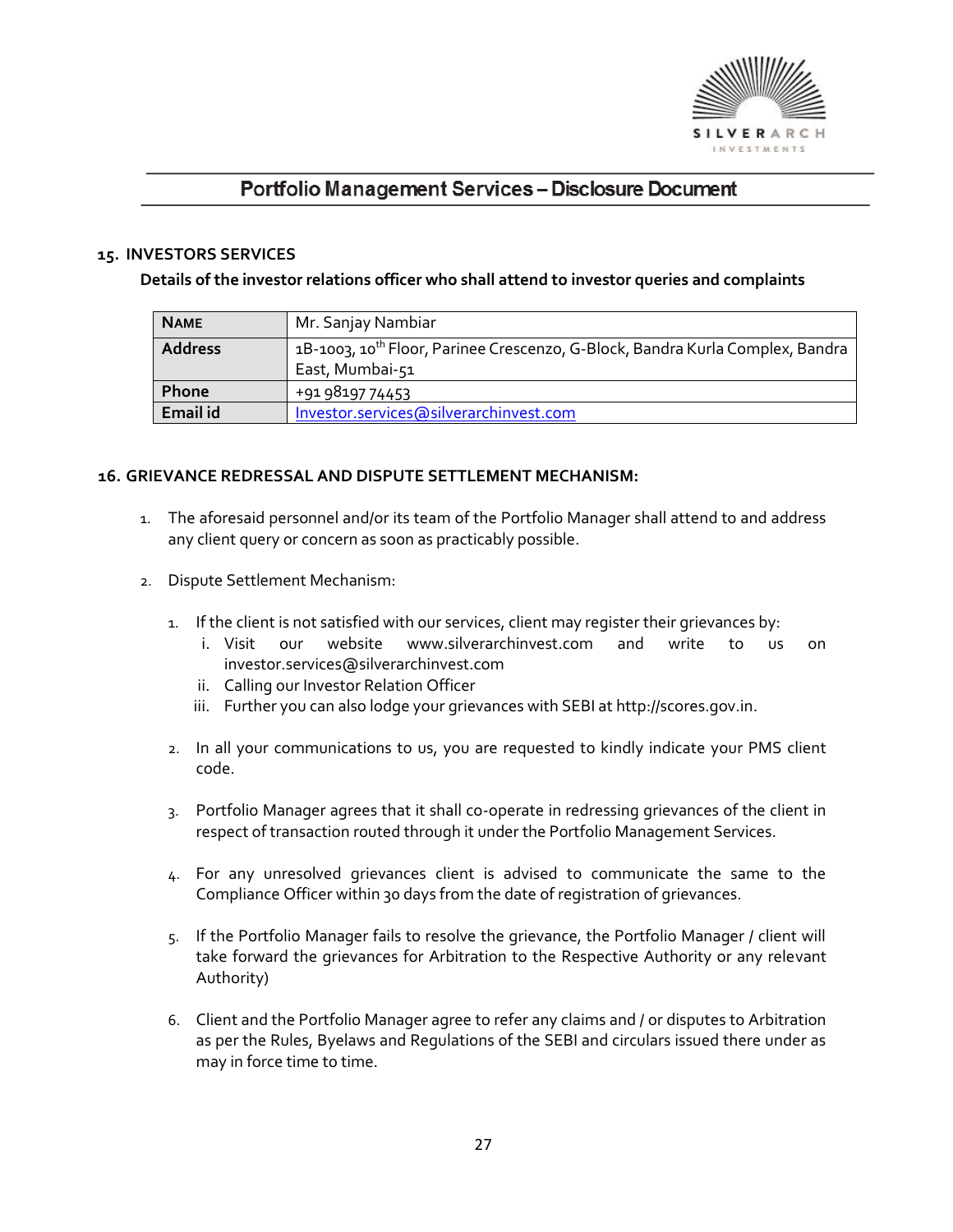## 15. INVESTORS SERVICES

**Details of the investor relations officer who shall attend to investor queries and complaints**

| | |
|---|---|
| **NAME** | Mr. Sanjay Nambiar |
| **Address** | 1B-1003, 10th Floor, Parinee Crescenzo, G-Block, Bandra Kurla Complex, Bandra East, Mumbai-51 |
| **Phone** | +91 98197 74453 |
| **Email id** | Investor.services@silverarchinvest.com |

## 16. GRIEVANCE REDRESSAL AND DISPUTE SETTLEMENT MECHANISM:

1. The aforesaid personnel and/or its team of the Portfolio Manager shall attend to and address any client query or concern as soon as practicably possible.

2. Dispute Settlement Mechanism:

   1. If the client is not satisfied with our services, client may register their grievances by:
      - i. Visit our website www.silverarchinvest.com and write to us on investor.services@silverarchinvest.com
      - ii. Calling our Investor Relation Officer
      - iii. Further you can also lodge your grievances with SEBI at http://scores.gov.in.

   2. In all your communications to us, you are requested to kindly indicate your PMS client code.

   3. Portfolio Manager agrees that it shall co-operate in redressing grievances of the client in respect of transaction routed through it under the Portfolio Management Services.

   4. For any unresolved grievances client is advised to communicate the same to the Compliance Officer within 30 days from the date of registration of grievances.

   5. If the Portfolio Manager fails to resolve the grievance, the Portfolio Manager / client will take forward the grievances for Arbitration to the Respective Authority or any relevant Authority)

   6. Client and the Portfolio Manager agree to refer any claims and / or disputes to Arbitration as per the Rules, Byelaws and Regulations of the SEBI and circulars issued there under as may in force time to time.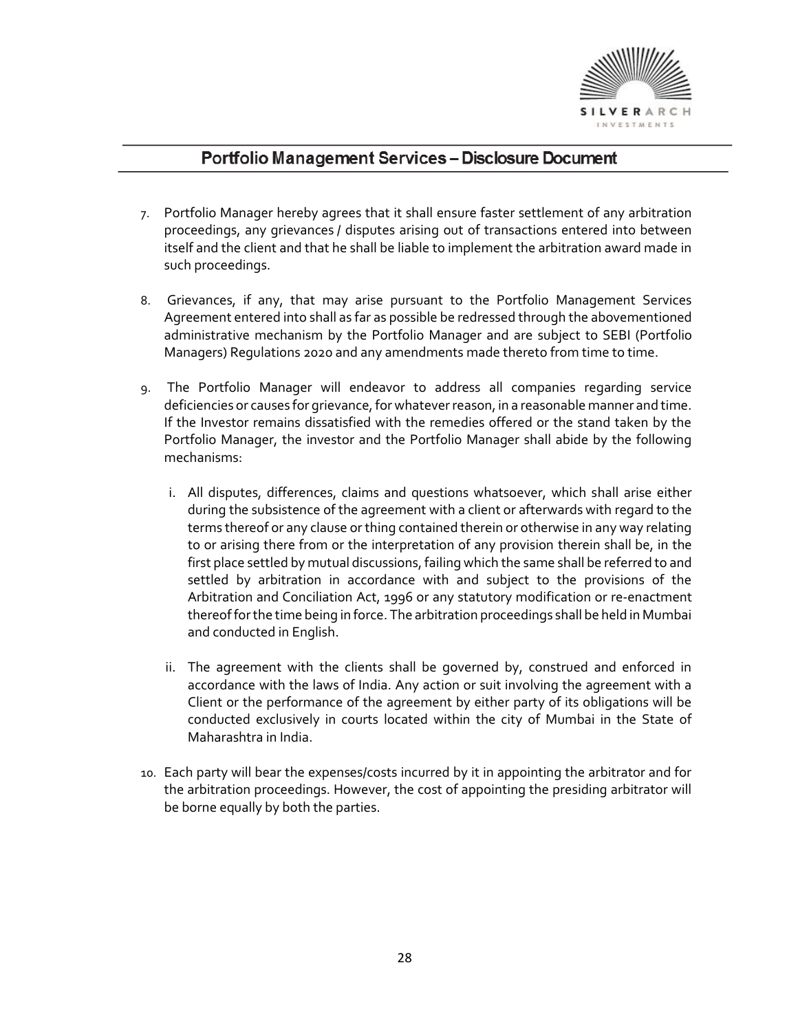7. Portfolio Manager hereby agrees that it shall ensure faster settlement of any arbitration proceedings, any grievances / disputes arising out of transactions entered into between itself and the client and that he shall be liable to implement the arbitration award made in such proceedings.

8. Grievances, if any, that may arise pursuant to the Portfolio Management Services Agreement entered into shall as far as possible be redressed through the abovementioned administrative mechanism by the Portfolio Manager and are subject to SEBI (Portfolio Managers) Regulations 2020 and any amendments made thereto from time to time.

9. The Portfolio Manager will endeavor to address all companies regarding service deficiencies or causes for grievance, for whatever reason, in a reasonable manner and time. If the Investor remains dissatisfied with the remedies offered or the stand taken by the Portfolio Manager, the investor and the Portfolio Manager shall abide by the following mechanisms:

   i. All disputes, differences, claims and questions whatsoever, which shall arise either during the subsistence of the agreement with a client or afterwards with regard to the terms thereof or any clause or thing contained therein or otherwise in any way relating to or arising there from or the interpretation of any provision therein shall be, in the first place settled by mutual discussions, failing which the same shall be referred to and settled by arbitration in accordance with and subject to the provisions of the Arbitration and Conciliation Act, 1996 or any statutory modification or re-enactment thereof for the time being in force. The arbitration proceedings shall be held in Mumbai and conducted in English.

   ii. The agreement with the clients shall be governed by, construed and enforced in accordance with the laws of India. Any action or suit involving the agreement with a Client or the performance of the agreement by either party of its obligations will be conducted exclusively in courts located within the city of Mumbai in the State of Maharashtra in India.

10. Each party will bear the expenses/costs incurred by it in appointing the arbitrator and for the arbitration proceedings. However, the cost of appointing the presiding arbitrator will be borne equally by both the parties.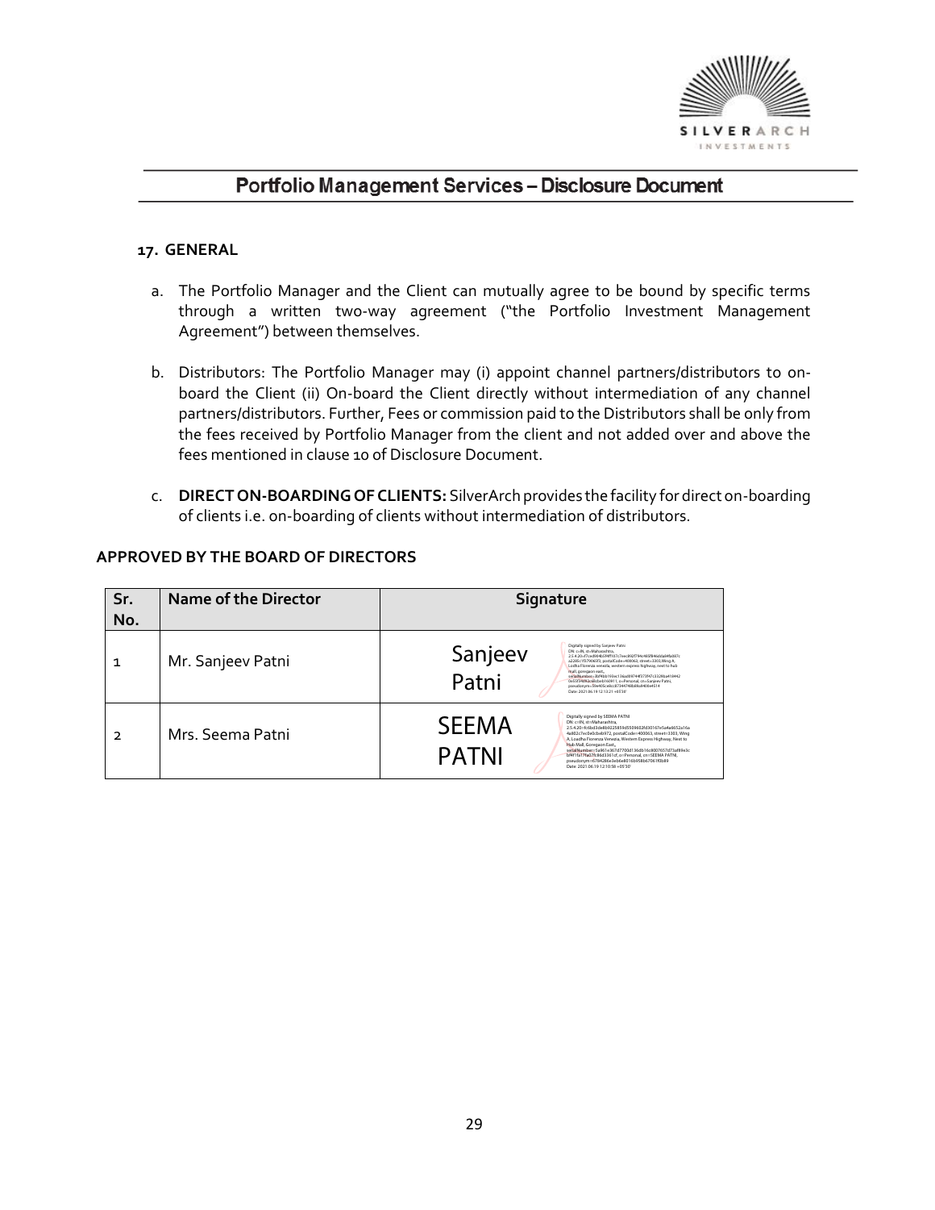## 17. GENERAL

a. The Portfolio Manager and the Client can mutually agree to be bound by specific terms through a written two-way agreement ("the Portfolio Investment Management Agreement") between themselves.

b. Distributors: The Portfolio Manager may (i) appoint channel partners/distributors to on-board the Client (ii) On-board the Client directly without intermediation of any channel partners/distributors. Further, Fees or commission paid to the Distributors shall be only from the fees received by Portfolio Manager from the client and not added over and above the fees mentioned in clause 10 of Disclosure Document.

c. **DIRECT ON-BOARDING OF CLIENTS:** SilverArch provides the facility for direct on-boarding of clients i.e. on-boarding of clients without intermediation of distributors.

**APPROVED BY THE BOARD OF DIRECTORS**

| Sr. No. | Name of the Director | Signature |
|---|---|---|
| 1 | Mr. Sanjeev Patni | Sanjeev Patni (Digitally signed by Sanjeev Patni, Date: 2021.06.19 12:13:21 +05'30') |
| 2 | Mrs. Seema Patni | SEEMA PATNI (Digitally signed by SEEMA PATNI, Date: 2021.06.19 12:10:58 +05'30') |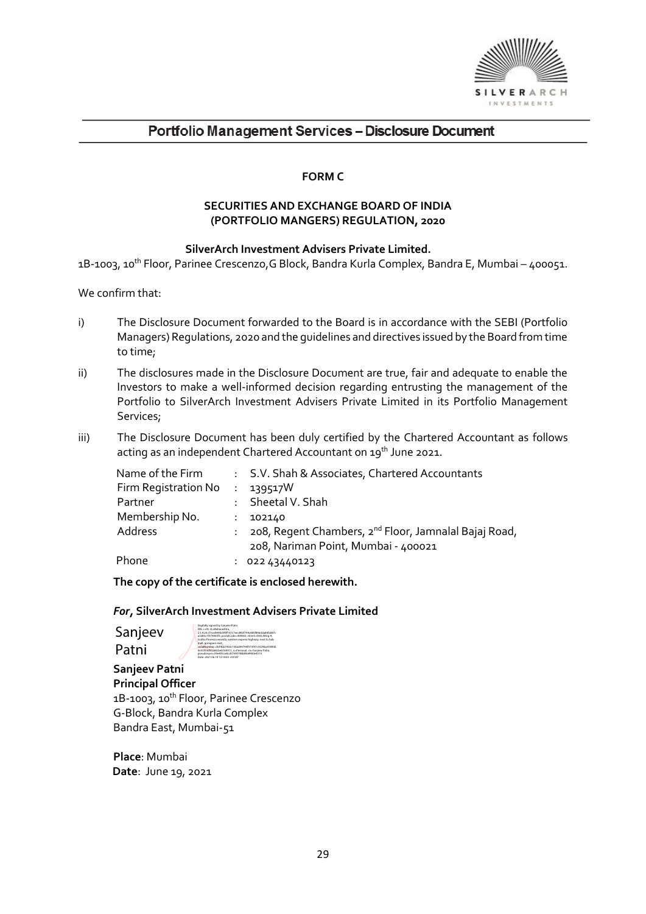## Portfolio Management Services – Disclosure Document

**FORM C**

**SECURITIES AND EXCHANGE BOARD OF INDIA**
**(PORTFOLIO MANGERS) REGULATION, 2020**

**SilverArch Investment Advisers Private Limited.**

1B-1003, 10th Floor, Parinee Crescenzo,G Block, Bandra Kurla Complex, Bandra E, Mumbai – 400051.

We confirm that:

i) The Disclosure Document forwarded to the Board is in accordance with the SEBI (Portfolio Managers) Regulations, 2020 and the guidelines and directives issued by the Board from time to time;

ii) The disclosures made in the Disclosure Document are true, fair and adequate to enable the Investors to make a well-informed decision regarding entrusting the management of the Portfolio to SilverArch Investment Advisers Private Limited in its Portfolio Management Services;

iii) The Disclosure Document has been duly certified by the Chartered Accountant as follows acting as an independent Chartered Accountant on 19th June 2021.

| | | |
|---|---|---|
| Name of the Firm | : | S.V. Shah & Associates, Chartered Accountants |
| Firm Registration No | : | 139517W |
| Partner | : | Sheetal V. Shah |
| Membership No. | : | 102140 |
| Address | : | 208, Regent Chambers, 2nd Floor, Jamnalal Bajaj Road, 208, Nariman Point, Mumbai - 400021 |
| Phone | : | 022 43440123 |

**The copy of the certificate is enclosed herewith.**

***For*, SilverArch Investment Advisers Private Limited**

Sanjeev Patni

**Sanjeev Patni**
**Principal Officer**
1B-1003, 10th Floor, Parinee Crescenzo
G-Block, Bandra Kurla Complex
Bandra East, Mumbai-51

**Place**: Mumbai
**Date**: June 19, 2021